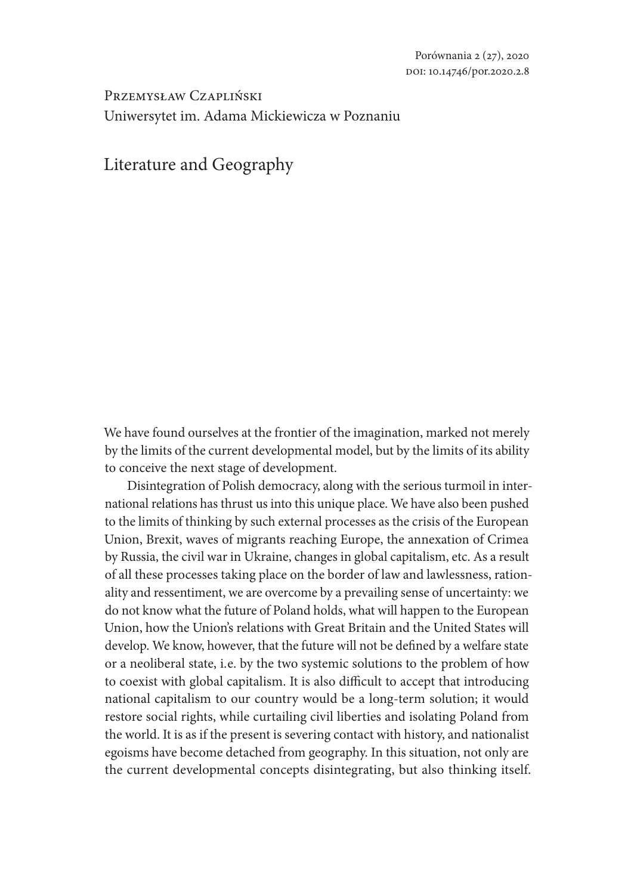Przemysław Czapliński
Uniwersytet im. Adama Mickiewicza w Poznaniu

# Literature and Geography

We have found ourselves at the frontier of the imagination, marked not merely by the limits of the current developmental model, but by the limits of its ability to conceive the next stage of development.

Disintegration of Polish democracy, along with the serious turmoil in international relations has thrust us into this unique place. We have also been pushed to the limits of thinking by such external processes as the crisis of the European Union, Brexit, waves of migrants reaching Europe, the annexation of Crimea by Russia, the civil war in Ukraine, changes in global capitalism, etc. As a result of all these processes taking place on the border of law and lawlessness, rationality and ressentiment, we are overcome by a prevailing sense of uncertainty: we do not know what the future of Poland holds, what will happen to the European Union, how the Union's relations with Great Britain and the United States will develop. We know, however, that the future will not be defined by a welfare state or a neoliberal state, i.e. by the two systemic solutions to the problem of how to coexist with global capitalism. It is also difficult to accept that introducing national capitalism to our country would be a long-term solution; it would restore social rights, while curtailing civil liberties and isolating Poland from the world. It is as if the present is severing contact with history, and nationalist egoisms have become detached from geography. In this situation, not only are the current developmental concepts disintegrating, but also thinking itself.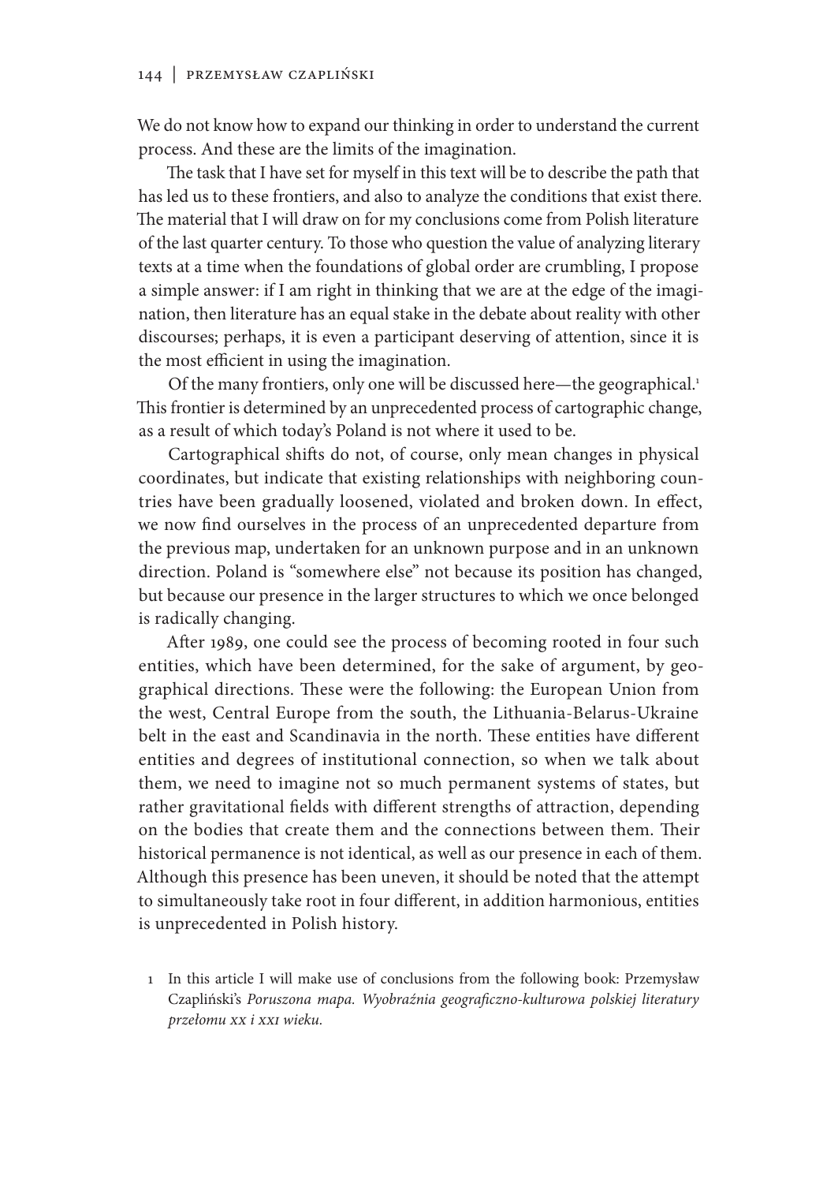We do not know how to expand our thinking in order to understand the current process. And these are the limits of the imagination.

The task that I have set for myself in this text will be to describe the path that has led us to these frontiers, and also to analyze the conditions that exist there. The material that I will draw on for my conclusions come from Polish literature of the last quarter century. To those who question the value of analyzing literary texts at a time when the foundations of global order are crumbling, I propose a simple answer: if I am right in thinking that we are at the edge of the imagination, then literature has an equal stake in the debate about reality with other discourses; perhaps, it is even a participant deserving of attention, since it is the most efficient in using the imagination.

Of the many frontiers, only one will be discussed here—the geographical.[1] This frontier is determined by an unprecedented process of cartographic change, as a result of which today's Poland is not where it used to be.

Cartographical shifts do not, of course, only mean changes in physical coordinates, but indicate that existing relationships with neighboring countries have been gradually loosened, violated and broken down. In effect, we now find ourselves in the process of an unprecedented departure from the previous map, undertaken for an unknown purpose and in an unknown direction. Poland is "somewhere else" not because its position has changed, but because our presence in the larger structures to which we once belonged is radically changing.

After 1989, one could see the process of becoming rooted in four such entities, which have been determined, for the sake of argument, by geographical directions. These were the following: the European Union from the west, Central Europe from the south, the Lithuania-Belarus-Ukraine belt in the east and Scandinavia in the north. These entities have different entities and degrees of institutional connection, so when we talk about them, we need to imagine not so much permanent systems of states, but rather gravitational fields with different strengths of attraction, depending on the bodies that create them and the connections between them. Their historical permanence is not identical, as well as our presence in each of them. Although this presence has been uneven, it should be noted that the attempt to simultaneously take root in four different, in addition harmonious, entities is unprecedented in Polish history.

1 In this article I will make use of conclusions from the following book: Przemysław Czapliński's *Poruszona mapa. Wyobraźnia geograficzno-kulturowa polskiej literatury przełomu XX i XXI wieku.*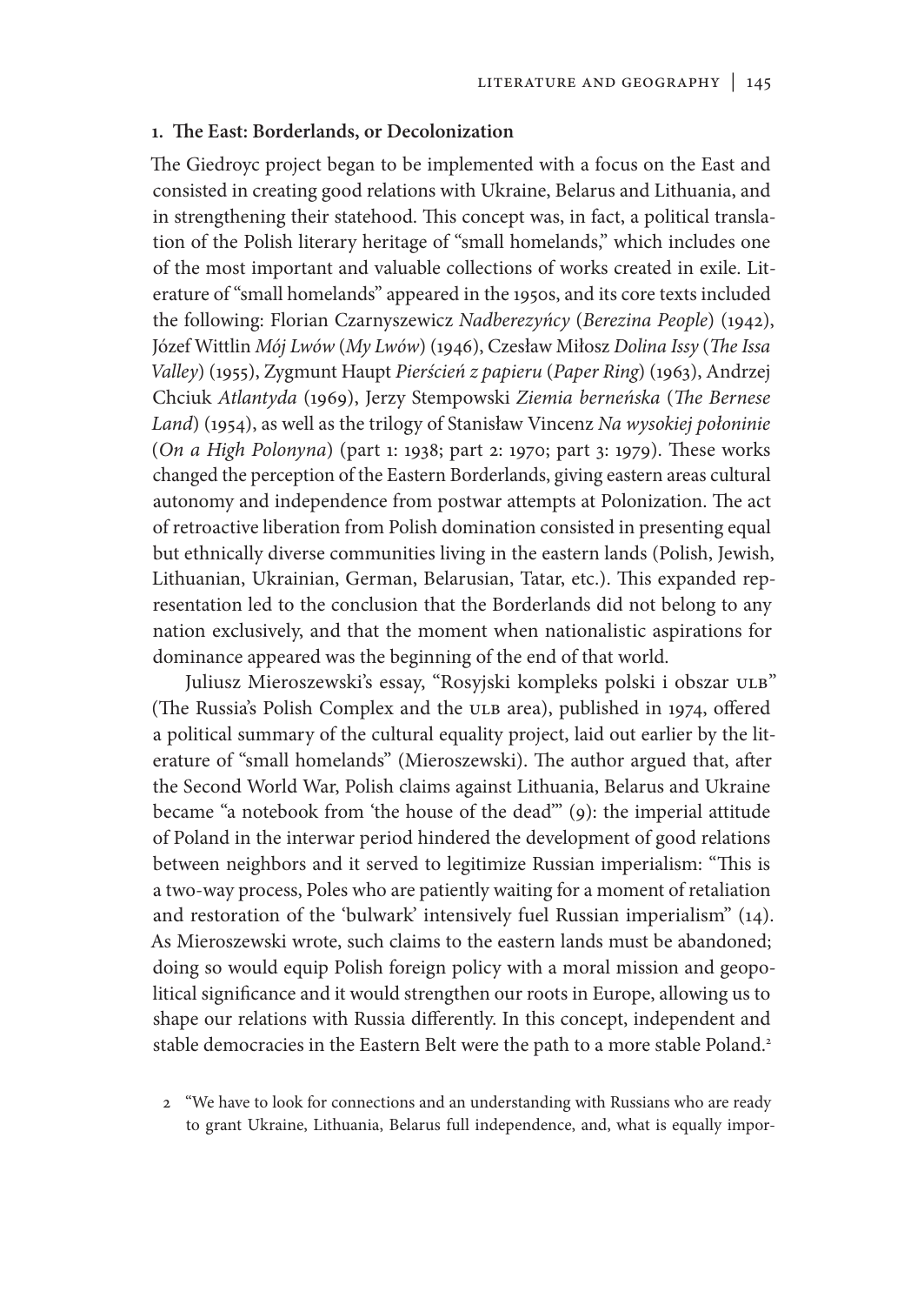## 1. The East: Borderlands, or Decolonization

The Giedroyc project began to be implemented with a focus on the East and consisted in creating good relations with Ukraine, Belarus and Lithuania, and in strengthening their statehood. This concept was, in fact, a political translation of the Polish literary heritage of "small homelands," which includes one of the most important and valuable collections of works created in exile. Literature of "small homelands" appeared in the 1950s, and its core texts included the following: Florian Czarnyszewicz *Nadberezyńcy* (*Berezina People*) (1942), Józef Wittlin *Mój Lwów* (*My Lwów*) (1946), Czesław Miłosz *Dolina Issy* (*The Issa Valley*) (1955), Zygmunt Haupt *Pierścień z papieru* (*Paper Ring*) (1963), Andrzej Chciuk *Atlantyda* (1969), Jerzy Stempowski *Ziemia berneńska* (*The Bernese Land*) (1954), as well as the trilogy of Stanisław Vincenz *Na wysokiej połoninie* (*On a High Polonyna*) (part 1: 1938; part 2: 1970; part 3: 1979). These works changed the perception of the Eastern Borderlands, giving eastern areas cultural autonomy and independence from postwar attempts at Polonization. The act of retroactive liberation from Polish domination consisted in presenting equal but ethnically diverse communities living in the eastern lands (Polish, Jewish, Lithuanian, Ukrainian, German, Belarusian, Tatar, etc.). This expanded representation led to the conclusion that the Borderlands did not belong to any nation exclusively, and that the moment when nationalistic aspirations for dominance appeared was the beginning of the end of that world.

Juliusz Mieroszewski's essay, "Rosyjski kompleks polski i obszar ULB" (The Russia's Polish Complex and the ULB area), published in 1974, offered a political summary of the cultural equality project, laid out earlier by the literature of "small homelands" (Mieroszewski). The author argued that, after the Second World War, Polish claims against Lithuania, Belarus and Ukraine became "a notebook from 'the house of the dead'" (9): the imperial attitude of Poland in the interwar period hindered the development of good relations between neighbors and it served to legitimize Russian imperialism: "This is a two-way process, Poles who are patiently waiting for a moment of retaliation and restoration of the 'bulwark' intensively fuel Russian imperialism" (14). As Mieroszewski wrote, such claims to the eastern lands must be abandoned; doing so would equip Polish foreign policy with a moral mission and geopolitical significance and it would strengthen our roots in Europe, allowing us to shape our relations with Russia differently. In this concept, independent and stable democracies in the Eastern Belt were the path to a more stable Poland.[2]

2 "We have to look for connections and an understanding with Russians who are ready to grant Ukraine, Lithuania, Belarus full independence, and, what is equally impor-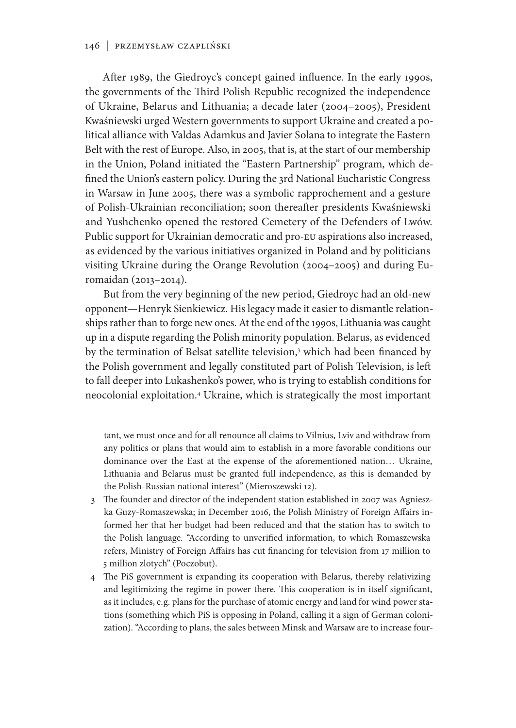After 1989, the Giedroyc's concept gained influence. In the early 1990s, the governments of the Third Polish Republic recognized the independence of Ukraine, Belarus and Lithuania; a decade later (2004–2005), President Kwaśniewski urged Western governments to support Ukraine and created a political alliance with Valdas Adamkus and Javier Solana to integrate the Eastern Belt with the rest of Europe. Also, in 2005, that is, at the start of our membership in the Union, Poland initiated the "Eastern Partnership" program, which defined the Union's eastern policy. During the 3rd National Eucharistic Congress in Warsaw in June 2005, there was a symbolic rapprochement and a gesture of Polish-Ukrainian reconciliation; soon thereafter presidents Kwaśniewski and Yushchenko opened the restored Cemetery of the Defenders of Lwów. Public support for Ukrainian democratic and pro-EU aspirations also increased, as evidenced by the various initiatives organized in Poland and by politicians visiting Ukraine during the Orange Revolution (2004–2005) and during Euromaidan (2013–2014).

But from the very beginning of the new period, Giedroyc had an old-new opponent—Henryk Sienkiewicz. His legacy made it easier to dismantle relationships rather than to forge new ones. At the end of the 1990s, Lithuania was caught up in a dispute regarding the Polish minority population. Belarus, as evidenced by the termination of Belsat satellite television,[3] which had been financed by the Polish government and legally constituted part of Polish Television, is left to fall deeper into Lukashenko's power, who is trying to establish conditions for neocolonial exploitation.[4] Ukraine, which is strategically the most important

tant, we must once and for all renounce all claims to Vilnius, Lviv and withdraw from any politics or plans that would aim to establish in a more favorable conditions our dominance over the East at the expense of the aforementioned nation… Ukraine, Lithuania and Belarus must be granted full independence, as this is demanded by the Polish-Russian national interest" (Mieroszewski 12).

3 The founder and director of the independent station established in 2007 was Agnieszka Guzy-Romaszewska; in December 2016, the Polish Ministry of Foreign Affairs informed her that her budget had been reduced and that the station has to switch to the Polish language. "According to unverified information, to which Romaszewska refers, Ministry of Foreign Affairs has cut financing for television from 17 million to 5 million zlotych" (Poczobut).

4 The PiS government is expanding its cooperation with Belarus, thereby relativizing and legitimizing the regime in power there. This cooperation is in itself significant, as it includes, e.g. plans for the purchase of atomic energy and land for wind power stations (something which PiS is opposing in Poland, calling it a sign of German colonization). "According to plans, the sales between Minsk and Warsaw are to increase four-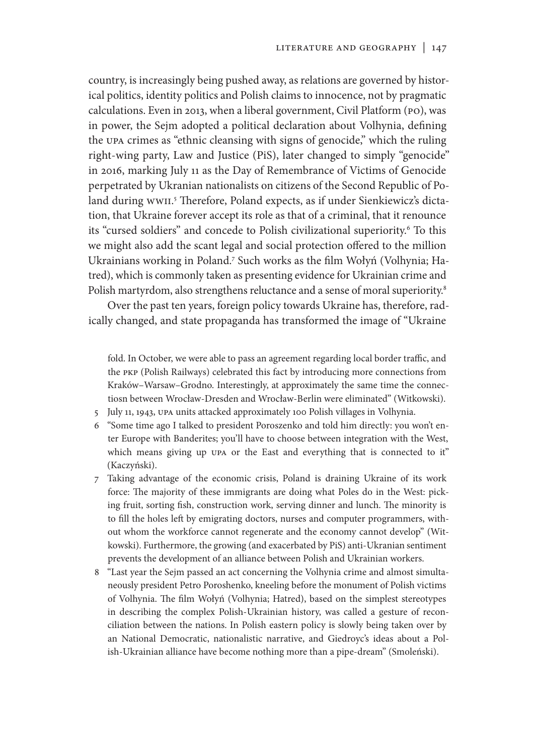country, is increasingly being pushed away, as relations are governed by historical politics, identity politics and Polish claims to innocence, not by pragmatic calculations. Even in 2013, when a liberal government, Civil Platform (PO), was in power, the Sejm adopted a political declaration about Volhynia, defining the UPA crimes as "ethnic cleansing with signs of genocide," which the ruling right-wing party, Law and Justice (PiS), later changed to simply "genocide" in 2016, marking July 11 as the Day of Remembrance of Victims of Genocide perpetrated by Ukranian nationalists on citizens of the Second Republic of Poland during WWII.[5] Therefore, Poland expects, as if under Sienkiewicz's dictation, that Ukraine forever accept its role as that of a criminal, that it renounce its "cursed soldiers" and concede to Polish civilizational superiority.[6] To this we might also add the scant legal and social protection offered to the million Ukrainians working in Poland.[7] Such works as the film Wołyń (Volhynia; Hatred), which is commonly taken as presenting evidence for Ukrainian crime and Polish martyrdom, also strengthens reluctance and a sense of moral superiority.[8]

Over the past ten years, foreign policy towards Ukraine has, therefore, radically changed, and state propaganda has transformed the image of "Ukraine

fold. In October, we were able to pass an agreement regarding local border traffic, and the PKP (Polish Railways) celebrated this fact by introducing more connections from Kraków–Warsaw–Grodno. Interestingly, at approximately the same time the connectiosn between Wrocław-Dresden and Wrocław-Berlin were eliminated" (Witkowski).

5 July 11, 1943, UPA units attacked approximately 100 Polish villages in Volhynia.

6 "Some time ago I talked to president Poroszenko and told him directly: you won't enter Europe with Banderites; you'll have to choose between integration with the West, which means giving up UPA or the East and everything that is connected to it" (Kaczyński).

7 Taking advantage of the economic crisis, Poland is draining Ukraine of its work force: The majority of these immigrants are doing what Poles do in the West: picking fruit, sorting fish, construction work, serving dinner and lunch. The minority is to fill the holes left by emigrating doctors, nurses and computer programmers, without whom the workforce cannot regenerate and the economy cannot develop" (Witkowski). Furthermore, the growing (and exacerbated by PiS) anti-Ukranian sentiment prevents the development of an alliance between Polish and Ukrainian workers.

8 "Last year the Sejm passed an act concerning the Volhynia crime and almost simultaneously president Petro Poroshenko, kneeling before the monument of Polish victims of Volhynia. The film Wołyń (Volhynia; Hatred), based on the simplest stereotypes in describing the complex Polish-Ukrainian history, was called a gesture of reconciliation between the nations. In Polish eastern policy is slowly being taken over by an National Democratic, nationalistic narrative, and Giedroyc's ideas about a Polish-Ukrainian alliance have become nothing more than a pipe-dream" (Smoleński).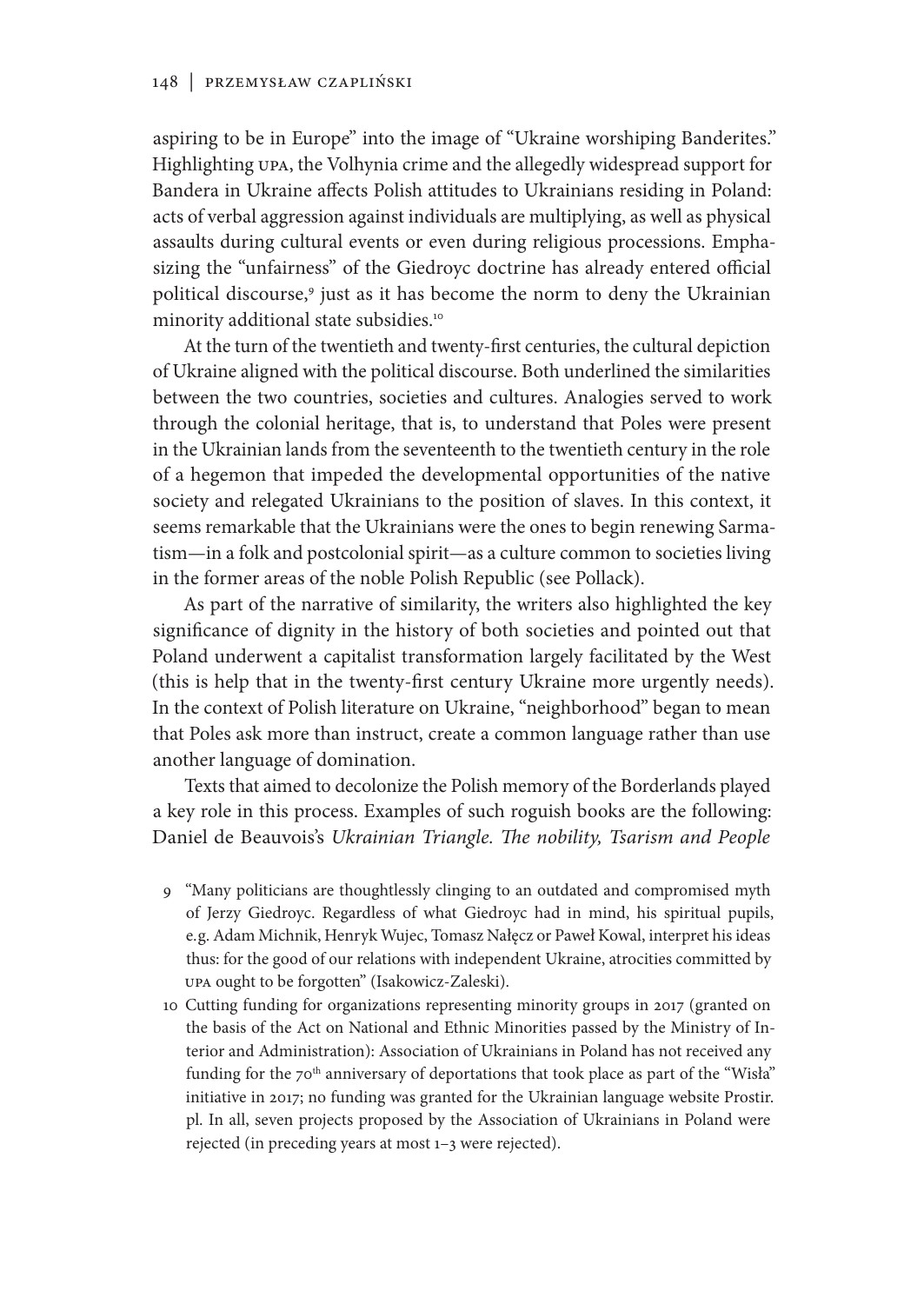aspiring to be in Europe" into the image of "Ukraine worshiping Banderites." Highlighting UPA, the Volhynia crime and the allegedly widespread support for Bandera in Ukraine affects Polish attitudes to Ukrainians residing in Poland: acts of verbal aggression against individuals are multiplying, as well as physical assaults during cultural events or even during religious processions. Emphasizing the "unfairness" of the Giedroyc doctrine has already entered official political discourse,[9] just as it has become the norm to deny the Ukrainian minority additional state subsidies.[10]

At the turn of the twentieth and twenty-first centuries, the cultural depiction of Ukraine aligned with the political discourse. Both underlined the similarities between the two countries, societies and cultures. Analogies served to work through the colonial heritage, that is, to understand that Poles were present in the Ukrainian lands from the seventeenth to the twentieth century in the role of a hegemon that impeded the developmental opportunities of the native society and relegated Ukrainians to the position of slaves. In this context, it seems remarkable that the Ukrainians were the ones to begin renewing Sarmatism—in a folk and postcolonial spirit—as a culture common to societies living in the former areas of the noble Polish Republic (see Pollack).

As part of the narrative of similarity, the writers also highlighted the key significance of dignity in the history of both societies and pointed out that Poland underwent a capitalist transformation largely facilitated by the West (this is help that in the twenty-first century Ukraine more urgently needs). In the context of Polish literature on Ukraine, "neighborhood" began to mean that Poles ask more than instruct, create a common language rather than use another language of domination.

Texts that aimed to decolonize the Polish memory of the Borderlands played a key role in this process. Examples of such roguish books are the following: Daniel de Beauvois's *Ukrainian Triangle. The nobility, Tsarism and People*

9 "Many politicians are thoughtlessly clinging to an outdated and compromised myth of Jerzy Giedroyc. Regardless of what Giedroyc had in mind, his spiritual pupils, e.g. Adam Michnik, Henryk Wujec, Tomasz Nałęcz or Paweł Kowal, interpret his ideas thus: for the good of our relations with independent Ukraine, atrocities committed by UPA ought to be forgotten" (Isakowicz-Zaleski).

10 Cutting funding for organizations representing minority groups in 2017 (granted on the basis of the Act on National and Ethnic Minorities passed by the Ministry of Interior and Administration): Association of Ukrainians in Poland has not received any funding for the 70th anniversary of deportations that took place as part of the "Wisła" initiative in 2017; no funding was granted for the Ukrainian language website Prostir.pl. In all, seven projects proposed by the Association of Ukrainians in Poland were rejected (in preceding years at most 1–3 were rejected).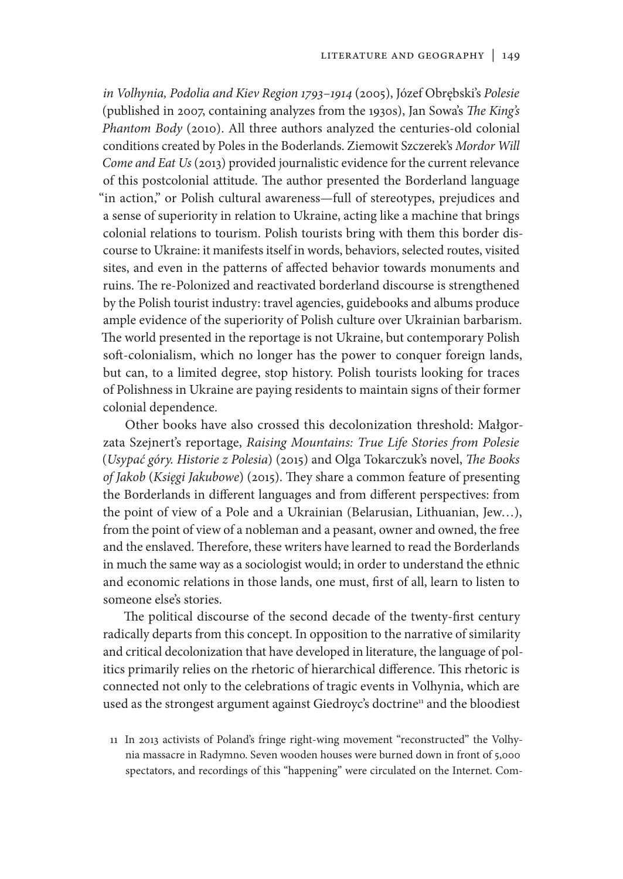*in Volhynia, Podolia and Kiev Region 1793–1914* (2005), Józef Obrębski's *Polesie* (published in 2007, containing analyzes from the 1930s), Jan Sowa's *The King's Phantom Body* (2010). All three authors analyzed the centuries-old colonial conditions created by Poles in the Boderlands. Ziemowit Szczerek's *Mordor Will Come and Eat Us* (2013) provided journalistic evidence for the current relevance of this postcolonial attitude. The author presented the Borderland language "in action," or Polish cultural awareness—full of stereotypes, prejudices and a sense of superiority in relation to Ukraine, acting like a machine that brings colonial relations to tourism. Polish tourists bring with them this border discourse to Ukraine: it manifests itself in words, behaviors, selected routes, visited sites, and even in the patterns of affected behavior towards monuments and ruins. The re-Polonized and reactivated borderland discourse is strengthened by the Polish tourist industry: travel agencies, guidebooks and albums produce ample evidence of the superiority of Polish culture over Ukrainian barbarism. The world presented in the reportage is not Ukraine, but contemporary Polish soft-colonialism, which no longer has the power to conquer foreign lands, but can, to a limited degree, stop history. Polish tourists looking for traces of Polishness in Ukraine are paying residents to maintain signs of their former colonial dependence.

Other books have also crossed this decolonization threshold: Małgorzata Szejnert's reportage, *Raising Mountains: True Life Stories from Polesie* (*Usypać góry. Historie z Polesia*) (2015) and Olga Tokarczuk's novel, *The Books of Jakob* (*Księgi Jakubowe*) (2015). They share a common feature of presenting the Borderlands in different languages and from different perspectives: from the point of view of a Pole and a Ukrainian (Belarusian, Lithuanian, Jew…), from the point of view of a nobleman and a peasant, owner and owned, the free and the enslaved. Therefore, these writers have learned to read the Borderlands in much the same way as a sociologist would; in order to understand the ethnic and economic relations in those lands, one must, first of all, learn to listen to someone else's stories.

The political discourse of the second decade of the twenty-first century radically departs from this concept. In opposition to the narrative of similarity and critical decolonization that have developed in literature, the language of politics primarily relies on the rhetoric of hierarchical difference. This rhetoric is connected not only to the celebrations of tragic events in Volhynia, which are used as the strongest argument against Giedroyc's doctrine[11] and the bloodiest

11 In 2013 activists of Poland's fringe right-wing movement "reconstructed" the Volhynia massacre in Radymno. Seven wooden houses were burned down in front of 5,000 spectators, and recordings of this "happening" were circulated on the Internet. Com-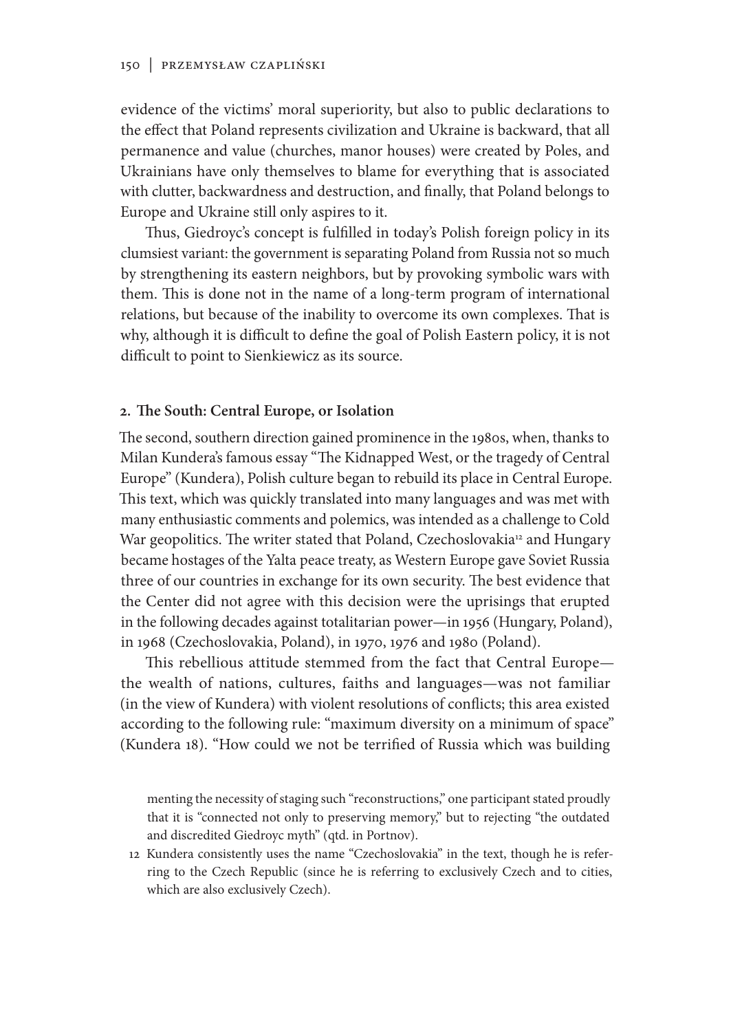evidence of the victims' moral superiority, but also to public declarations to the effect that Poland represents civilization and Ukraine is backward, that all permanence and value (churches, manor houses) were created by Poles, and Ukrainians have only themselves to blame for everything that is associated with clutter, backwardness and destruction, and finally, that Poland belongs to Europe and Ukraine still only aspires to it.

Thus, Giedroyc's concept is fulfilled in today's Polish foreign policy in its clumsiest variant: the government is separating Poland from Russia not so much by strengthening its eastern neighbors, but by provoking symbolic wars with them. This is done not in the name of a long-term program of international relations, but because of the inability to overcome its own complexes. That is why, although it is difficult to define the goal of Polish Eastern policy, it is not difficult to point to Sienkiewicz as its source.

## 2. The South: Central Europe, or Isolation

The second, southern direction gained prominence in the 1980s, when, thanks to Milan Kundera's famous essay "The Kidnapped West, or the tragedy of Central Europe" (Kundera), Polish culture began to rebuild its place in Central Europe. This text, which was quickly translated into many languages and was met with many enthusiastic comments and polemics, was intended as a challenge to Cold War geopolitics. The writer stated that Poland, Czechoslovakia[12] and Hungary became hostages of the Yalta peace treaty, as Western Europe gave Soviet Russia three of our countries in exchange for its own security. The best evidence that the Center did not agree with this decision were the uprisings that erupted in the following decades against totalitarian power—in 1956 (Hungary, Poland), in 1968 (Czechoslovakia, Poland), in 1970, 1976 and 1980 (Poland).

This rebellious attitude stemmed from the fact that Central Europe—the wealth of nations, cultures, faiths and languages—was not familiar (in the view of Kundera) with violent resolutions of conflicts; this area existed according to the following rule: "maximum diversity on a minimum of space" (Kundera 18). "How could we not be terrified of Russia which was building

menting the necessity of staging such "reconstructions," one participant stated proudly that it is "connected not only to preserving memory," but to rejecting "the outdated and discredited Giedroyc myth" (qtd. in Portnov).

12 Kundera consistently uses the name "Czechoslovakia" in the text, though he is referring to the Czech Republic (since he is referring to exclusively Czech and to cities, which are also exclusively Czech).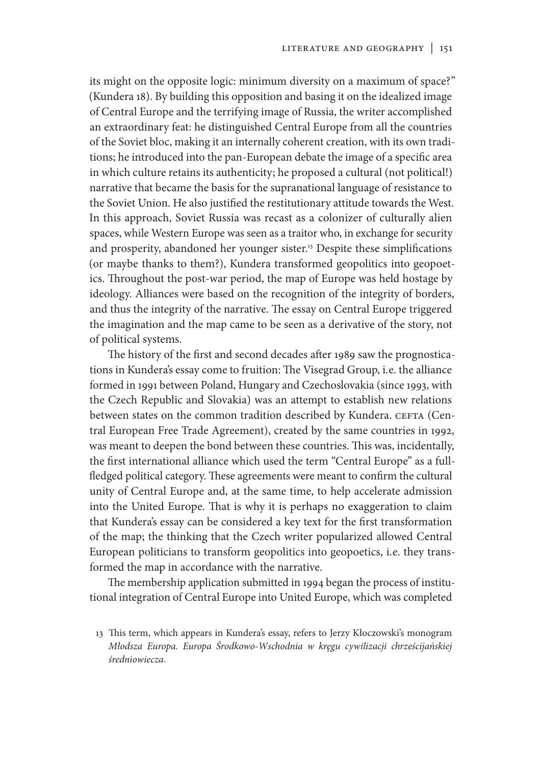its might on the opposite logic: minimum diversity on a maximum of space?" (Kundera 18). By building this opposition and basing it on the idealized image of Central Europe and the terrifying image of Russia, the writer accomplished an extraordinary feat: he distinguished Central Europe from all the countries of the Soviet bloc, making it an internally coherent creation, with its own traditions; he introduced into the pan-European debate the image of a specific area in which culture retains its authenticity; he proposed a cultural (not political!) narrative that became the basis for the supranational language of resistance to the Soviet Union. He also justified the restitutionary attitude towards the West. In this approach, Soviet Russia was recast as a colonizer of culturally alien spaces, while Western Europe was seen as a traitor who, in exchange for security and prosperity, abandoned her younger sister.[13] Despite these simplifications (or maybe thanks to them?), Kundera transformed geopolitics into geopoetics. Throughout the post-war period, the map of Europe was held hostage by ideology. Alliances were based on the recognition of the integrity of borders, and thus the integrity of the narrative. The essay on Central Europe triggered the imagination and the map came to be seen as a derivative of the story, not of political systems.

The history of the first and second decades after 1989 saw the prognostications in Kundera's essay come to fruition: The Visegrad Group, i.e. the alliance formed in 1991 between Poland, Hungary and Czechoslovakia (since 1993, with the Czech Republic and Slovakia) was an attempt to establish new relations between states on the common tradition described by Kundera. CEFTA (Central European Free Trade Agreement), created by the same countries in 1992, was meant to deepen the bond between these countries. This was, incidentally, the first international alliance which used the term "Central Europe" as a full-fledged political category. These agreements were meant to confirm the cultural unity of Central Europe and, at the same time, to help accelerate admission into the United Europe. That is why it is perhaps no exaggeration to claim that Kundera's essay can be considered a key text for the first transformation of the map; the thinking that the Czech writer popularized allowed Central European politicians to transform geopolitics into geopoetics, i.e. they transformed the map in accordance with the narrative.

The membership application submitted in 1994 began the process of institutional integration of Central Europe into United Europe, which was completed

13 This term, which appears in Kundera's essay, refers to Jerzy Kłoczowski's monogram *Młodsza Europa. Europa Środkowo-Wschodnia w kręgu cywilizacji chrześcijańskiej średniowiecza*.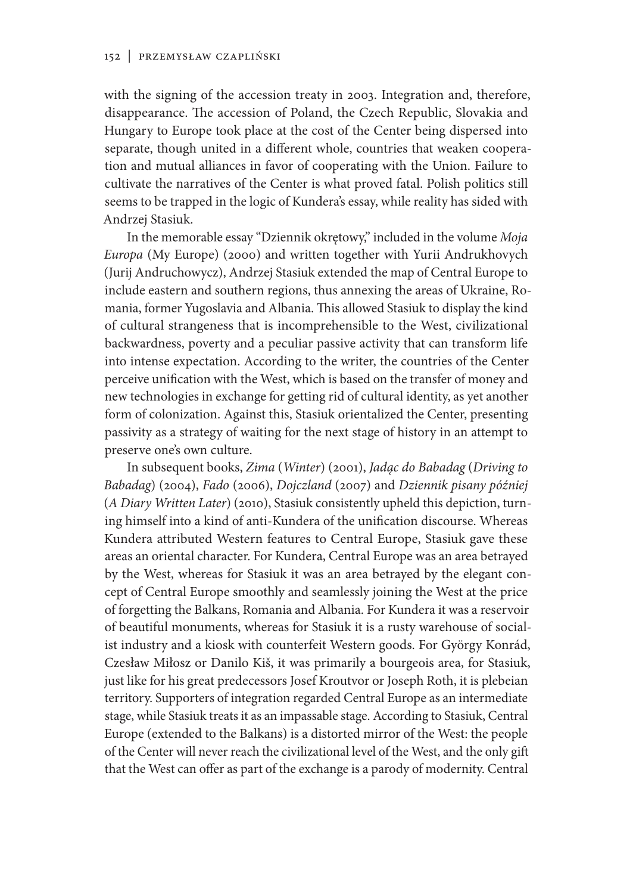with the signing of the accession treaty in 2003. Integration and, therefore, disappearance. The accession of Poland, the Czech Republic, Slovakia and Hungary to Europe took place at the cost of the Center being dispersed into separate, though united in a different whole, countries that weaken cooperation and mutual alliances in favor of cooperating with the Union. Failure to cultivate the narratives of the Center is what proved fatal. Polish politics still seems to be trapped in the logic of Kundera's essay, while reality has sided with Andrzej Stasiuk.

In the memorable essay "Dziennik okrętowy," included in the volume *Moja Europa* (My Europe) (2000) and written together with Yurii Andrukhovych (Jurij Andruchowycz), Andrzej Stasiuk extended the map of Central Europe to include eastern and southern regions, thus annexing the areas of Ukraine, Romania, former Yugoslavia and Albania. This allowed Stasiuk to display the kind of cultural strangeness that is incomprehensible to the West, civilizational backwardness, poverty and a peculiar passive activity that can transform life into intense expectation. According to the writer, the countries of the Center perceive unification with the West, which is based on the transfer of money and new technologies in exchange for getting rid of cultural identity, as yet another form of colonization. Against this, Stasiuk orientalized the Center, presenting passivity as a strategy of waiting for the next stage of history in an attempt to preserve one's own culture.

In subsequent books, *Zima* (*Winter*) (2001), *Jadąc do Babadag* (*Driving to Babadag*) (2004), *Fado* (2006), *Dojczland* (2007) and *Dziennik pisany później* (*A Diary Written Later*) (2010), Stasiuk consistently upheld this depiction, turning himself into a kind of anti-Kundera of the unification discourse. Whereas Kundera attributed Western features to Central Europe, Stasiuk gave these areas an oriental character. For Kundera, Central Europe was an area betrayed by the West, whereas for Stasiuk it was an area betrayed by the elegant concept of Central Europe smoothly and seamlessly joining the West at the price of forgetting the Balkans, Romania and Albania. For Kundera it was a reservoir of beautiful monuments, whereas for Stasiuk it is a rusty warehouse of socialist industry and a kiosk with counterfeit Western goods. For György Konrád, Czesław Miłosz or Danilo Kiš, it was primarily a bourgeois area, for Stasiuk, just like for his great predecessors Josef Kroutvor or Joseph Roth, it is plebeian territory. Supporters of integration regarded Central Europe as an intermediate stage, while Stasiuk treats it as an impassable stage. According to Stasiuk, Central Europe (extended to the Balkans) is a distorted mirror of the West: the people of the Center will never reach the civilizational level of the West, and the only gift that the West can offer as part of the exchange is a parody of modernity. Central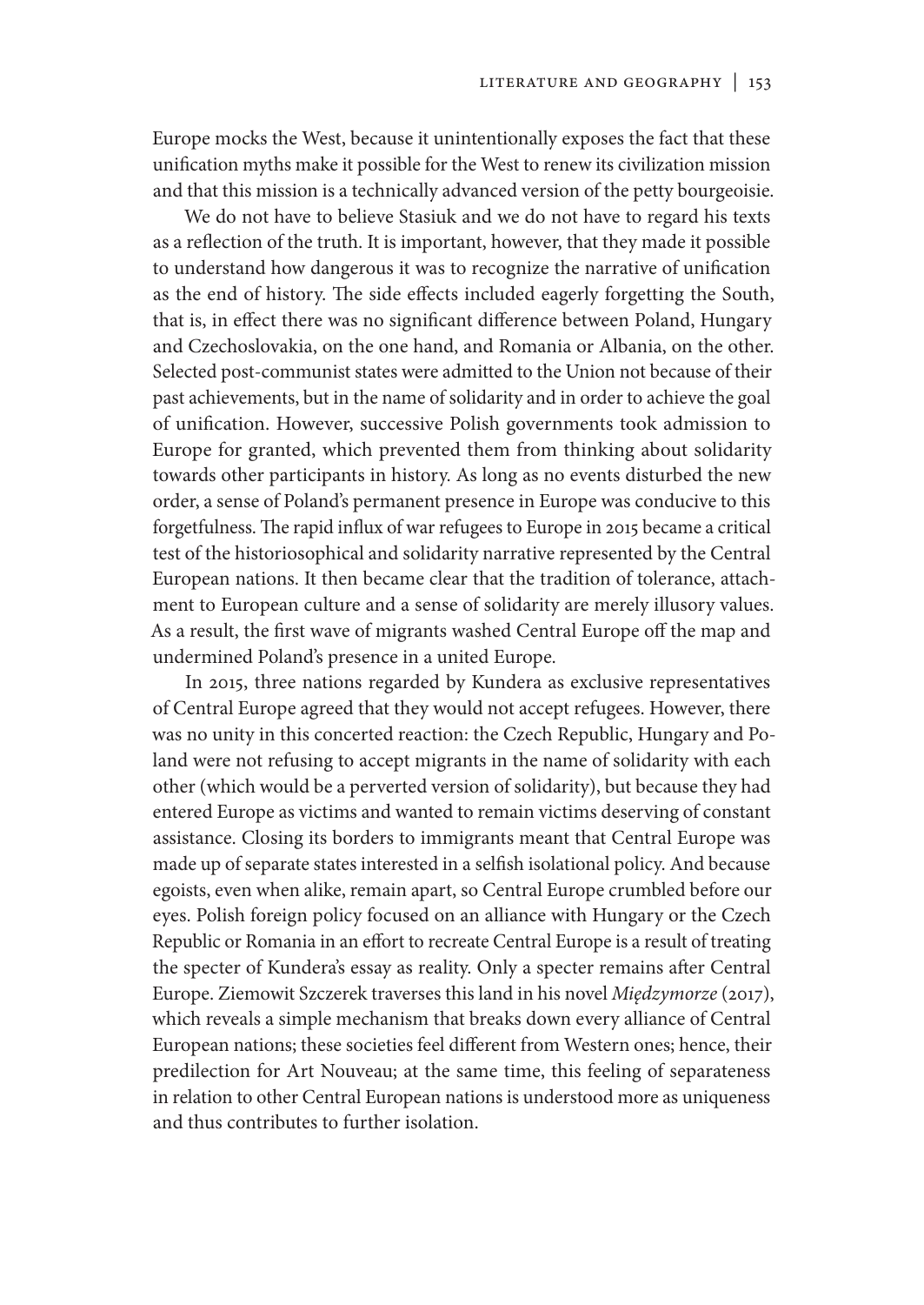Europe mocks the West, because it unintentionally exposes the fact that these unification myths make it possible for the West to renew its civilization mission and that this mission is a technically advanced version of the petty bourgeoisie.

We do not have to believe Stasiuk and we do not have to regard his texts as a reflection of the truth. It is important, however, that they made it possible to understand how dangerous it was to recognize the narrative of unification as the end of history. The side effects included eagerly forgetting the South, that is, in effect there was no significant difference between Poland, Hungary and Czechoslovakia, on the one hand, and Romania or Albania, on the other. Selected post-communist states were admitted to the Union not because of their past achievements, but in the name of solidarity and in order to achieve the goal of unification. However, successive Polish governments took admission to Europe for granted, which prevented them from thinking about solidarity towards other participants in history. As long as no events disturbed the new order, a sense of Poland's permanent presence in Europe was conducive to this forgetfulness. The rapid influx of war refugees to Europe in 2015 became a critical test of the historiosophical and solidarity narrative represented by the Central European nations. It then became clear that the tradition of tolerance, attachment to European culture and a sense of solidarity are merely illusory values. As a result, the first wave of migrants washed Central Europe off the map and undermined Poland's presence in a united Europe.

In 2015, three nations regarded by Kundera as exclusive representatives of Central Europe agreed that they would not accept refugees. However, there was no unity in this concerted reaction: the Czech Republic, Hungary and Poland were not refusing to accept migrants in the name of solidarity with each other (which would be a perverted version of solidarity), but because they had entered Europe as victims and wanted to remain victims deserving of constant assistance. Closing its borders to immigrants meant that Central Europe was made up of separate states interested in a selfish isolational policy. And because egoists, even when alike, remain apart, so Central Europe crumbled before our eyes. Polish foreign policy focused on an alliance with Hungary or the Czech Republic or Romania in an effort to recreate Central Europe is a result of treating the specter of Kundera's essay as reality. Only a specter remains after Central Europe. Ziemowit Szczerek traverses this land in his novel *Międzymorze* (2017), which reveals a simple mechanism that breaks down every alliance of Central European nations; these societies feel different from Western ones; hence, their predilection for Art Nouveau; at the same time, this feeling of separateness in relation to other Central European nations is understood more as uniqueness and thus contributes to further isolation.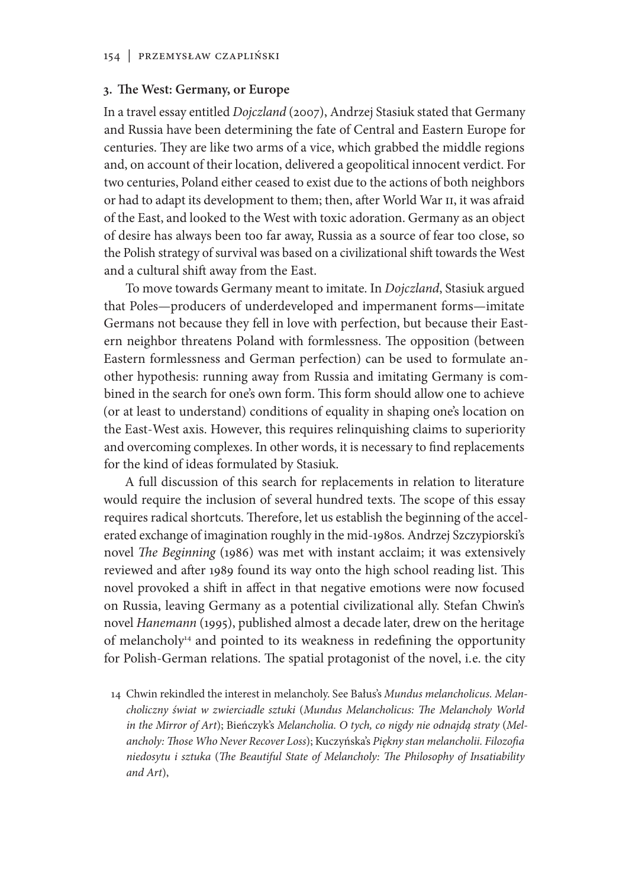### 3. The West: Germany, or Europe

In a travel essay entitled *Dojczland* (2007), Andrzej Stasiuk stated that Germany and Russia have been determining the fate of Central and Eastern Europe for centuries. They are like two arms of a vice, which grabbed the middle regions and, on account of their location, delivered a geopolitical innocent verdict. For two centuries, Poland either ceased to exist due to the actions of both neighbors or had to adapt its development to them; then, after World War II, it was afraid of the East, and looked to the West with toxic adoration. Germany as an object of desire has always been too far away, Russia as a source of fear too close, so the Polish strategy of survival was based on a civilizational shift towards the West and a cultural shift away from the East.

To move towards Germany meant to imitate. In *Dojczland*, Stasiuk argued that Poles—producers of underdeveloped and impermanent forms—imitate Germans not because they fell in love with perfection, but because their Eastern neighbor threatens Poland with formlessness. The opposition (between Eastern formlessness and German perfection) can be used to formulate another hypothesis: running away from Russia and imitating Germany is combined in the search for one's own form. This form should allow one to achieve (or at least to understand) conditions of equality in shaping one's location on the East-West axis. However, this requires relinquishing claims to superiority and overcoming complexes. In other words, it is necessary to find replacements for the kind of ideas formulated by Stasiuk.

A full discussion of this search for replacements in relation to literature would require the inclusion of several hundred texts. The scope of this essay requires radical shortcuts. Therefore, let us establish the beginning of the accelerated exchange of imagination roughly in the mid-1980s. Andrzej Szczypiorski's novel *The Beginning* (1986) was met with instant acclaim; it was extensively reviewed and after 1989 found its way onto the high school reading list. This novel provoked a shift in affect in that negative emotions were now focused on Russia, leaving Germany as a potential civilizational ally. Stefan Chwin's novel *Hanemann* (1995), published almost a decade later, drew on the heritage of melancholy[14] and pointed to its weakness in redefining the opportunity for Polish-German relations. The spatial protagonist of the novel, i.e. the city

14 Chwin rekindled the interest in melancholy. See Bałus's *Mundus melancholicus. Melancholiczny świat w zwierciadle sztuki* (*Mundus Melancholicus: The Melancholy World in the Mirror of Art*); Bieńczyk's *Melancholia. O tych, co nigdy nie odnajdą straty* (*Melancholy: Those Who Never Recover Loss*); Kuczyńska's *Piękny stan melancholii. Filozofia niedosytu i sztuka* (*The Beautiful State of Melancholy: The Philosophy of Insatiability and Art*),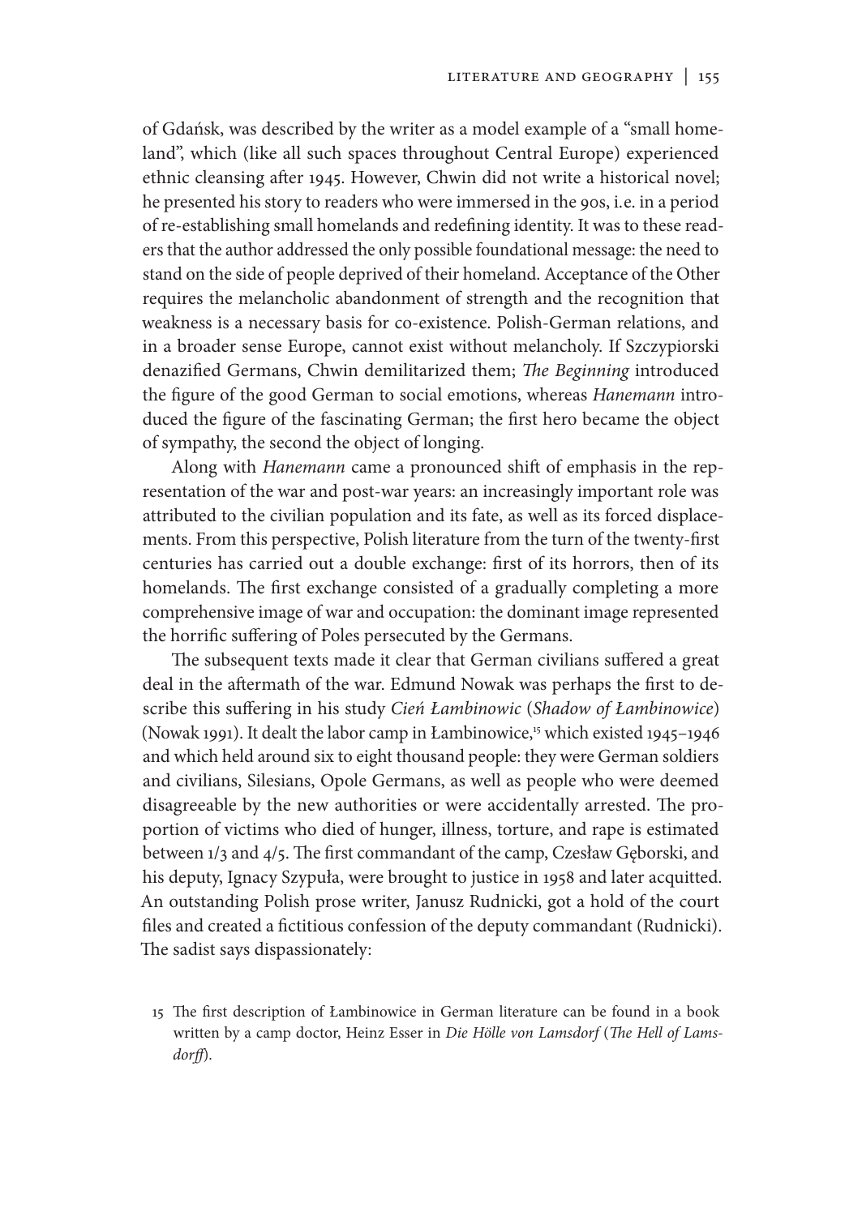of Gdańsk, was described by the writer as a model example of a "small homeland", which (like all such spaces throughout Central Europe) experienced ethnic cleansing after 1945. However, Chwin did not write a historical novel; he presented his story to readers who were immersed in the 90s, i.e. in a period of re-establishing small homelands and redefining identity. It was to these readers that the author addressed the only possible foundational message: the need to stand on the side of people deprived of their homeland. Acceptance of the Other requires the melancholic abandonment of strength and the recognition that weakness is a necessary basis for co-existence. Polish-German relations, and in a broader sense Europe, cannot exist without melancholy. If Szczypiorski denazified Germans, Chwin demilitarized them; *The Beginning* introduced the figure of the good German to social emotions, whereas *Hanemann* introduced the figure of the fascinating German; the first hero became the object of sympathy, the second the object of longing.

Along with *Hanemann* came a pronounced shift of emphasis in the representation of the war and post-war years: an increasingly important role was attributed to the civilian population and its fate, as well as its forced displacements. From this perspective, Polish literature from the turn of the twenty-first centuries has carried out a double exchange: first of its horrors, then of its homelands. The first exchange consisted of a gradually completing a more comprehensive image of war and occupation: the dominant image represented the horrific suffering of Poles persecuted by the Germans.

The subsequent texts made it clear that German civilians suffered a great deal in the aftermath of the war. Edmund Nowak was perhaps the first to describe this suffering in his study *Cień Łambinowic* (*Shadow of Łambinowice*) (Nowak 1991). It dealt the labor camp in Łambinowice,[15] which existed 1945–1946 and which held around six to eight thousand people: they were German soldiers and civilians, Silesians, Opole Germans, as well as people who were deemed disagreeable by the new authorities or were accidentally arrested. The proportion of victims who died of hunger, illness, torture, and rape is estimated between 1/3 and 4/5. The first commandant of the camp, Czesław Gęborski, and his deputy, Ignacy Szypuła, were brought to justice in 1958 and later acquitted. An outstanding Polish prose writer, Janusz Rudnicki, got a hold of the court files and created a fictitious confession of the deputy commandant (Rudnicki). The sadist says dispassionately:

15 The first description of Łambinowice in German literature can be found in a book written by a camp doctor, Heinz Esser in *Die Hölle von Lamsdorf* (*The Hell of Lamsdorff*).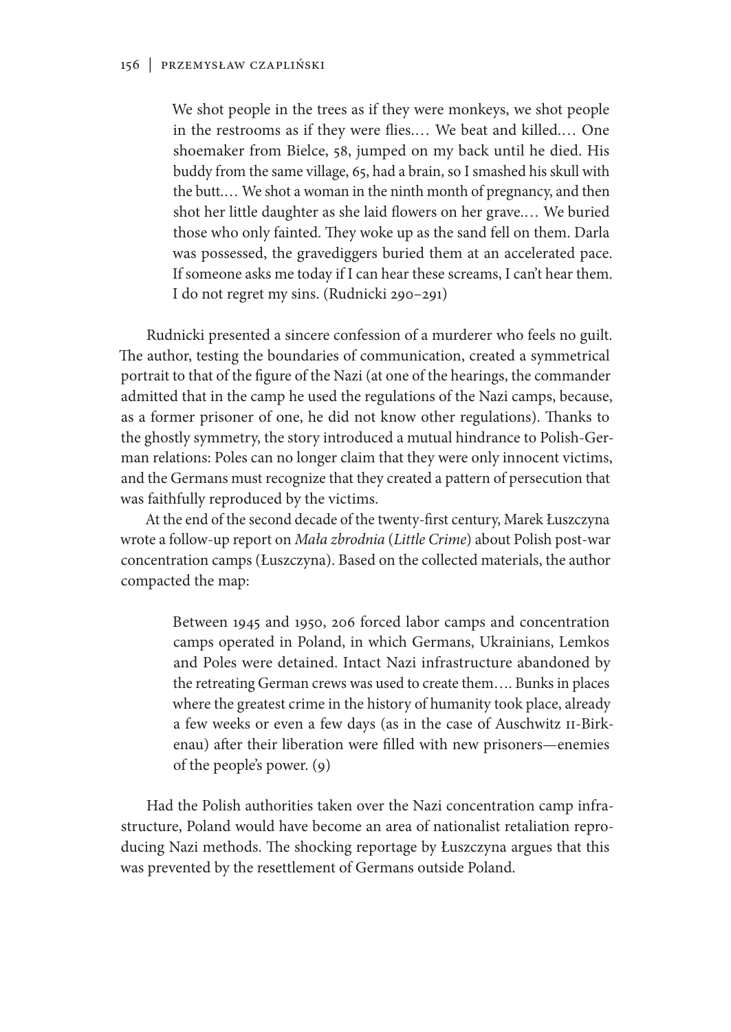> We shot people in the trees as if they were monkeys, we shot people in the restrooms as if they were flies.… We beat and killed.… One shoemaker from Bielce, 58, jumped on my back until he died. His buddy from the same village, 65, had a brain, so I smashed his skull with the butt.… We shot a woman in the ninth month of pregnancy, and then shot her little daughter as she laid flowers on her grave.… We buried those who only fainted. They woke up as the sand fell on them. Darla was possessed, the gravediggers buried them at an accelerated pace. If someone asks me today if I can hear these screams, I can't hear them. I do not regret my sins. (Rudnicki 290–291)

Rudnicki presented a sincere confession of a murderer who feels no guilt. The author, testing the boundaries of communication, created a symmetrical portrait to that of the figure of the Nazi (at one of the hearings, the commander admitted that in the camp he used the regulations of the Nazi camps, because, as a former prisoner of one, he did not know other regulations). Thanks to the ghostly symmetry, the story introduced a mutual hindrance to Polish-German relations: Poles can no longer claim that they were only innocent victims, and the Germans must recognize that they created a pattern of persecution that was faithfully reproduced by the victims.

At the end of the second decade of the twenty-first century, Marek Łuszczyna wrote a follow-up report on *Mała zbrodnia* (*Little Crime*) about Polish post-war concentration camps (Łuszczyna). Based on the collected materials, the author compacted the map:

> Between 1945 and 1950, 206 forced labor camps and concentration camps operated in Poland, in which Germans, Ukrainians, Lemkos and Poles were detained. Intact Nazi infrastructure abandoned by the retreating German crews was used to create them…. Bunks in places where the greatest crime in the history of humanity took place, already a few weeks or even a few days (as in the case of Auschwitz II-Birkenau) after their liberation were filled with new prisoners—enemies of the people's power. (9)

Had the Polish authorities taken over the Nazi concentration camp infrastructure, Poland would have become an area of nationalist retaliation reproducing Nazi methods. The shocking reportage by Łuszczyna argues that this was prevented by the resettlement of Germans outside Poland.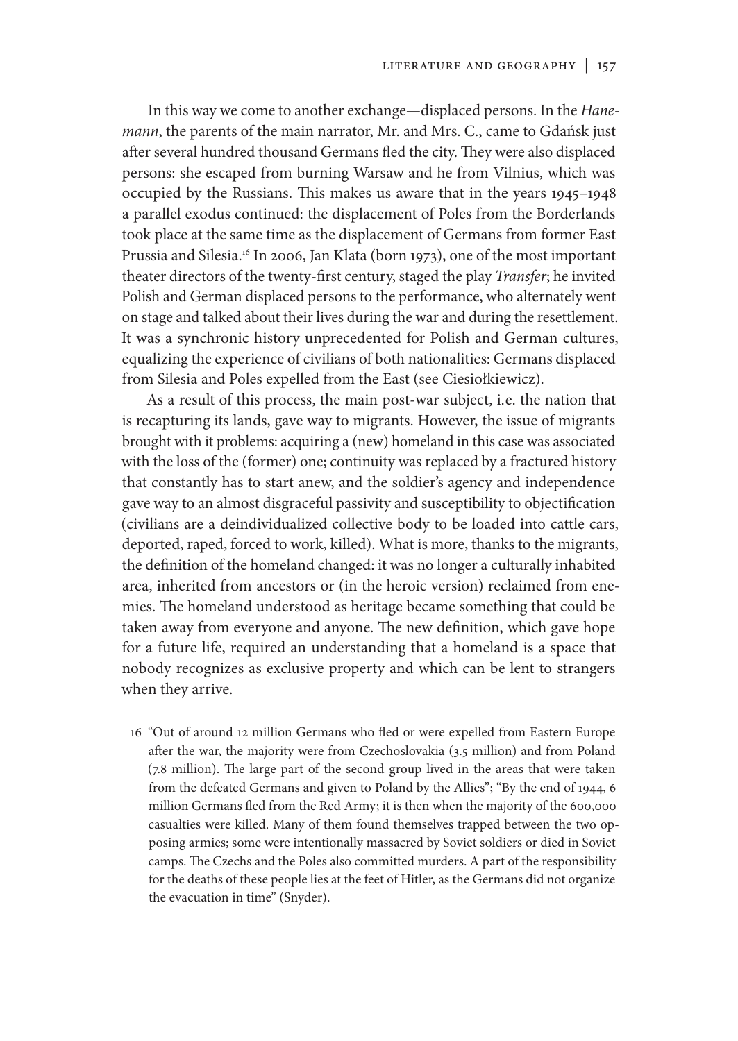In this way we come to another exchange—displaced persons. In the *Hanemann*, the parents of the main narrator, Mr. and Mrs. C., came to Gdańsk just after several hundred thousand Germans fled the city. They were also displaced persons: she escaped from burning Warsaw and he from Vilnius, which was occupied by the Russians. This makes us aware that in the years 1945–1948 a parallel exodus continued: the displacement of Poles from the Borderlands took place at the same time as the displacement of Germans from former East Prussia and Silesia.[16] In 2006, Jan Klata (born 1973), one of the most important theater directors of the twenty-first century, staged the play *Transfer*; he invited Polish and German displaced persons to the performance, who alternately went on stage and talked about their lives during the war and during the resettlement. It was a synchronic history unprecedented for Polish and German cultures, equalizing the experience of civilians of both nationalities: Germans displaced from Silesia and Poles expelled from the East (see Ciesiołkiewicz).

As a result of this process, the main post-war subject, i.e. the nation that is recapturing its lands, gave way to migrants. However, the issue of migrants brought with it problems: acquiring a (new) homeland in this case was associated with the loss of the (former) one; continuity was replaced by a fractured history that constantly has to start anew, and the soldier's agency and independence gave way to an almost disgraceful passivity and susceptibility to objectification (civilians are a deindividualized collective body to be loaded into cattle cars, deported, raped, forced to work, killed). What is more, thanks to the migrants, the definition of the homeland changed: it was no longer a culturally inhabited area, inherited from ancestors or (in the heroic version) reclaimed from enemies. The homeland understood as heritage became something that could be taken away from everyone and anyone. The new definition, which gave hope for a future life, required an understanding that a homeland is a space that nobody recognizes as exclusive property and which can be lent to strangers when they arrive.

16 "Out of around 12 million Germans who fled or were expelled from Eastern Europe after the war, the majority were from Czechoslovakia (3.5 million) and from Poland (7.8 million). The large part of the second group lived in the areas that were taken from the defeated Germans and given to Poland by the Allies"; "By the end of 1944, 6 million Germans fled from the Red Army; it is then when the majority of the 600,000 casualties were killed. Many of them found themselves trapped between the two opposing armies; some were intentionally massacred by Soviet soldiers or died in Soviet camps. The Czechs and the Poles also committed murders. A part of the responsibility for the deaths of these people lies at the feet of Hitler, as the Germans did not organize the evacuation in time" (Snyder).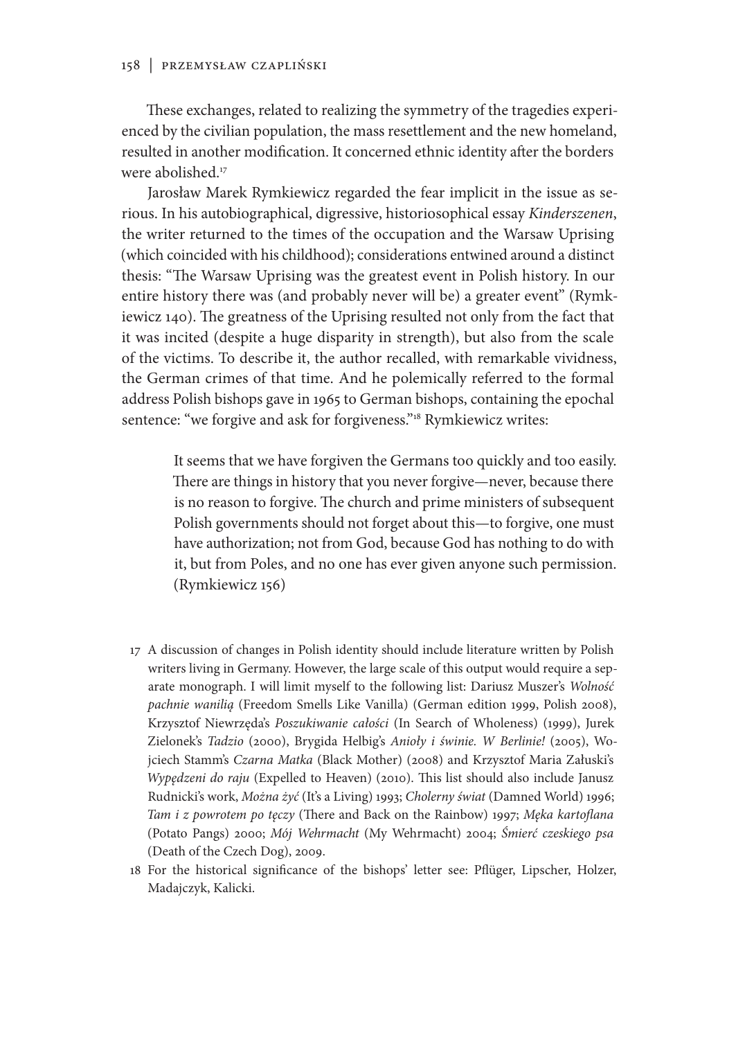These exchanges, related to realizing the symmetry of the tragedies experienced by the civilian population, the mass resettlement and the new homeland, resulted in another modification. It concerned ethnic identity after the borders were abolished.[17]

Jarosław Marek Rymkiewicz regarded the fear implicit in the issue as serious. In his autobiographical, digressive, historiosophical essay *Kinderszenen*, the writer returned to the times of the occupation and the Warsaw Uprising (which coincided with his childhood); considerations entwined around a distinct thesis: "The Warsaw Uprising was the greatest event in Polish history. In our entire history there was (and probably never will be) a greater event" (Rymkiewicz 140). The greatness of the Uprising resulted not only from the fact that it was incited (despite a huge disparity in strength), but also from the scale of the victims. To describe it, the author recalled, with remarkable vividness, the German crimes of that time. And he polemically referred to the formal address Polish bishops gave in 1965 to German bishops, containing the epochal sentence: "we forgive and ask for forgiveness."[18] Rymkiewicz writes:

> It seems that we have forgiven the Germans too quickly and too easily. There are things in history that you never forgive—never, because there is no reason to forgive. The church and prime ministers of subsequent Polish governments should not forget about this—to forgive, one must have authorization; not from God, because God has nothing to do with it, but from Poles, and no one has ever given anyone such permission. (Rymkiewicz 156)

17 A discussion of changes in Polish identity should include literature written by Polish writers living in Germany. However, the large scale of this output would require a separate monograph. I will limit myself to the following list: Dariusz Muszer's *Wolność pachnie wanilią* (Freedom Smells Like Vanilla) (German edition 1999, Polish 2008), Krzysztof Niewrzęda's *Poszukiwanie całości* (In Search of Wholeness) (1999), Jurek Zielonek's *Tadzio* (2000), Brygida Helbig's *Anioły i świnie. W Berlinie!* (2005), Wojciech Stamm's *Czarna Matka* (Black Mother) (2008) and Krzysztof Maria Załuski's *Wypędzeni do raju* (Expelled to Heaven) (2010). This list should also include Janusz Rudnicki's work, *Można żyć* (It's a Living) 1993; *Cholerny świat* (Damned World) 1996; *Tam i z powrotem po tęczy* (There and Back on the Rainbow) 1997; *Męka kartoflana* (Potato Pangs) 2000; *Mój Wehrmacht* (My Wehrmacht) 2004; *Śmierć czeskiego psa* (Death of the Czech Dog), 2009.

18 For the historical significance of the bishops' letter see: Pflüger, Lipscher, Holzer, Madajczyk, Kalicki.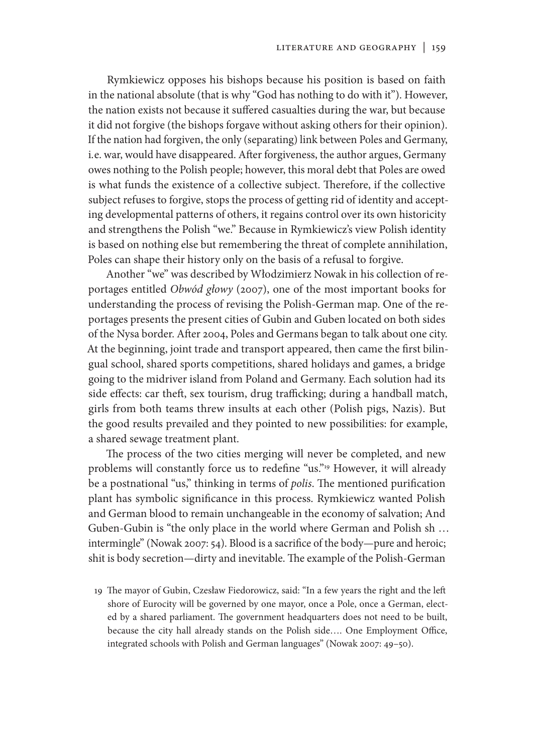Rymkiewicz opposes his bishops because his position is based on faith in the national absolute (that is why "God has nothing to do with it"). However, the nation exists not because it suffered casualties during the war, but because it did not forgive (the bishops forgave without asking others for their opinion). If the nation had forgiven, the only (separating) link between Poles and Germany, i.e. war, would have disappeared. After forgiveness, the author argues, Germany owes nothing to the Polish people; however, this moral debt that Poles are owed is what funds the existence of a collective subject. Therefore, if the collective subject refuses to forgive, stops the process of getting rid of identity and accepting developmental patterns of others, it regains control over its own historicity and strengthens the Polish "we." Because in Rymkiewicz's view Polish identity is based on nothing else but remembering the threat of complete annihilation, Poles can shape their history only on the basis of a refusal to forgive.

Another "we" was described by Włodzimierz Nowak in his collection of reportages entitled *Obwód głowy* (2007), one of the most important books for understanding the process of revising the Polish-German map. One of the reportages presents the present cities of Gubin and Guben located on both sides of the Nysa border. After 2004, Poles and Germans began to talk about one city. At the beginning, joint trade and transport appeared, then came the first bilingual school, shared sports competitions, shared holidays and games, a bridge going to the midriver island from Poland and Germany. Each solution had its side effects: car theft, sex tourism, drug trafficking; during a handball match, girls from both teams threw insults at each other (Polish pigs, Nazis). But the good results prevailed and they pointed to new possibilities: for example, a shared sewage treatment plant.

The process of the two cities merging will never be completed, and new problems will constantly force us to redefine "us."[19] However, it will already be a postnational "us," thinking in terms of *polis*. The mentioned purification plant has symbolic significance in this process. Rymkiewicz wanted Polish and German blood to remain unchangeable in the economy of salvation; And Guben-Gubin is "the only place in the world where German and Polish sh … intermingle" (Nowak 2007: 54). Blood is a sacrifice of the body—pure and heroic; shit is body secretion—dirty and inevitable. The example of the Polish-German

19 The mayor of Gubin, Czesław Fiedorowicz, said: "In a few years the right and the left shore of Eurocity will be governed by one mayor, once a Pole, once a German, elected by a shared parliament. The government headquarters does not need to be built, because the city hall already stands on the Polish side…. One Employment Office, integrated schools with Polish and German languages" (Nowak 2007: 49–50).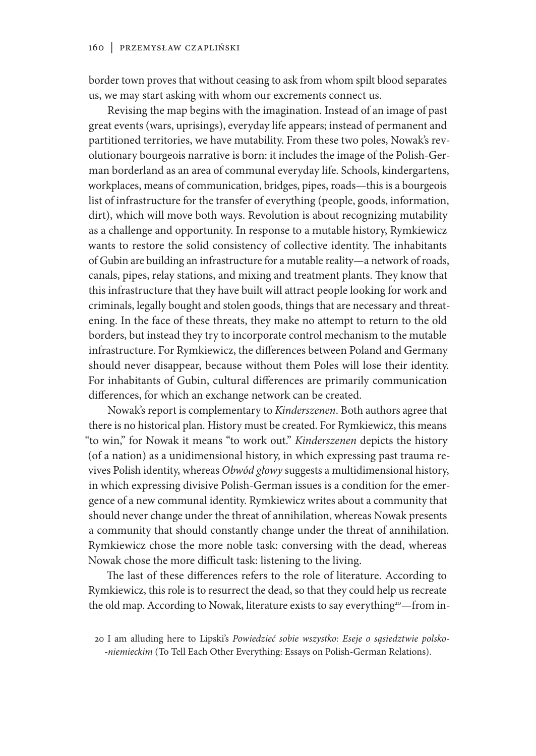border town proves that without ceasing to ask from whom spilt blood separates us, we may start asking with whom our excrements connect us.

Revising the map begins with the imagination. Instead of an image of past great events (wars, uprisings), everyday life appears; instead of permanent and partitioned territories, we have mutability. From these two poles, Nowak's revolutionary bourgeois narrative is born: it includes the image of the Polish-German borderland as an area of communal everyday life. Schools, kindergartens, workplaces, means of communication, bridges, pipes, roads—this is a bourgeois list of infrastructure for the transfer of everything (people, goods, information, dirt), which will move both ways. Revolution is about recognizing mutability as a challenge and opportunity. In response to a mutable history, Rymkiewicz wants to restore the solid consistency of collective identity. The inhabitants of Gubin are building an infrastructure for a mutable reality—a network of roads, canals, pipes, relay stations, and mixing and treatment plants. They know that this infrastructure that they have built will attract people looking for work and criminals, legally bought and stolen goods, things that are necessary and threatening. In the face of these threats, they make no attempt to return to the old borders, but instead they try to incorporate control mechanism to the mutable infrastructure. For Rymkiewicz, the differences between Poland and Germany should never disappear, because without them Poles will lose their identity. For inhabitants of Gubin, cultural differences are primarily communication differences, for which an exchange network can be created.

Nowak's report is complementary to *Kinderszenen*. Both authors agree that there is no historical plan. History must be created. For Rymkiewicz, this means "to win," for Nowak it means "to work out." *Kinderszenen* depicts the history (of a nation) as a unidimensional history, in which expressing past trauma revives Polish identity, whereas *Obwód głowy* suggests a multidimensional history, in which expressing divisive Polish-German issues is a condition for the emergence of a new communal identity. Rymkiewicz writes about a community that should never change under the threat of annihilation, whereas Nowak presents a community that should constantly change under the threat of annihilation. Rymkiewicz chose the more noble task: conversing with the dead, whereas Nowak chose the more difficult task: listening to the living.

The last of these differences refers to the role of literature. According to Rymkiewicz, this role is to resurrect the dead, so that they could help us recreate the old map. According to Nowak, literature exists to say everything[20]—from in-

20 I am alluding here to Lipski's *Powiedzieć sobie wszystko: Eseje o sąsiedztwie polsko--niemieckim* (To Tell Each Other Everything: Essays on Polish-German Relations).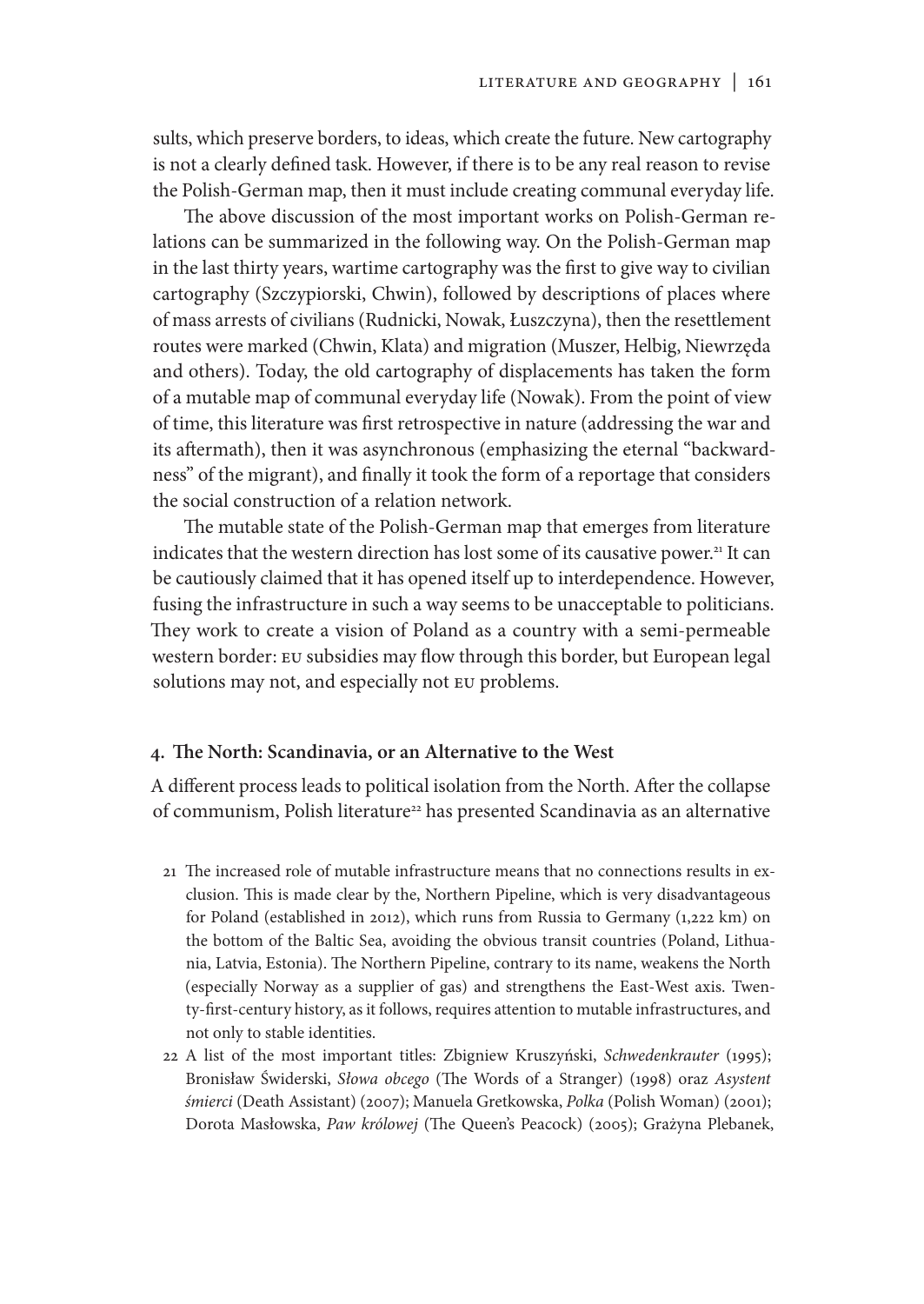sults, which preserve borders, to ideas, which create the future. New cartography is not a clearly defined task. However, if there is to be any real reason to revise the Polish-German map, then it must include creating communal everyday life.

The above discussion of the most important works on Polish-German relations can be summarized in the following way. On the Polish-German map in the last thirty years, wartime cartography was the first to give way to civilian cartography (Szczypiorski, Chwin), followed by descriptions of places where of mass arrests of civilians (Rudnicki, Nowak, Łuszczyna), then the resettlement routes were marked (Chwin, Klata) and migration (Muszer, Helbig, Niewrzęda and others). Today, the old cartography of displacements has taken the form of a mutable map of communal everyday life (Nowak). From the point of view of time, this literature was first retrospective in nature (addressing the war and its aftermath), then it was asynchronous (emphasizing the eternal "backwardness" of the migrant), and finally it took the form of a reportage that considers the social construction of a relation network.

The mutable state of the Polish-German map that emerges from literature indicates that the western direction has lost some of its causative power.[21] It can be cautiously claimed that it has opened itself up to interdependence. However, fusing the infrastructure in such a way seems to be unacceptable to politicians. They work to create a vision of Poland as a country with a semi-permeable western border: EU subsidies may flow through this border, but European legal solutions may not, and especially not EU problems.

## 4. The North: Scandinavia, or an Alternative to the West

A different process leads to political isolation from the North. After the collapse of communism, Polish literature[22] has presented Scandinavia as an alternative

21 The increased role of mutable infrastructure means that no connections results in exclusion. This is made clear by the, Northern Pipeline, which is very disadvantageous for Poland (established in 2012), which runs from Russia to Germany (1,222 km) on the bottom of the Baltic Sea, avoiding the obvious transit countries (Poland, Lithuania, Latvia, Estonia). The Northern Pipeline, contrary to its name, weakens the North (especially Norway as a supplier of gas) and strengthens the East-West axis. Twenty-first-century history, as it follows, requires attention to mutable infrastructures, and not only to stable identities.

22 A list of the most important titles: Zbigniew Kruszyński, *Schwedenkrauter* (1995); Bronisław Świderski, *Słowa obcego* (The Words of a Stranger) (1998) oraz *Asystent śmierci* (Death Assistant) (2007); Manuela Gretkowska, *Polka* (Polish Woman) (2001); Dorota Masłowska, *Paw królowej* (The Queen's Peacock) (2005); Grażyna Plebanek,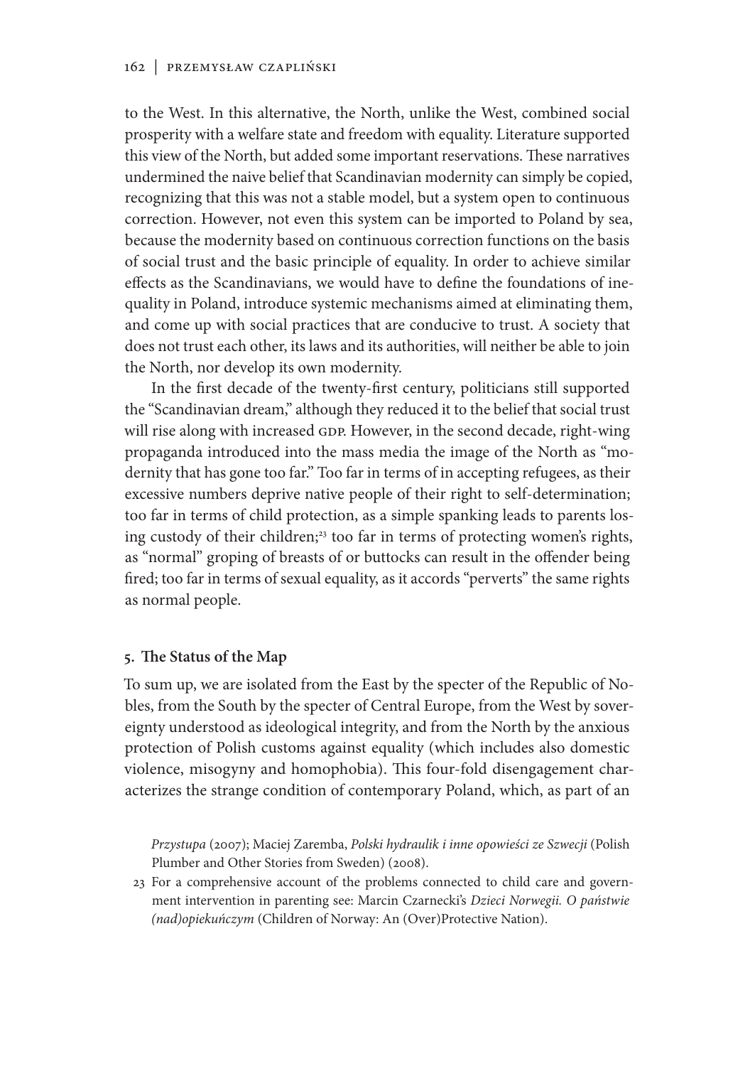to the West. In this alternative, the North, unlike the West, combined social prosperity with a welfare state and freedom with equality. Literature supported this view of the North, but added some important reservations. These narratives undermined the naive belief that Scandinavian modernity can simply be copied, recognizing that this was not a stable model, but a system open to continuous correction. However, not even this system can be imported to Poland by sea, because the modernity based on continuous correction functions on the basis of social trust and the basic principle of equality. In order to achieve similar effects as the Scandinavians, we would have to define the foundations of inequality in Poland, introduce systemic mechanisms aimed at eliminating them, and come up with social practices that are conducive to trust. A society that does not trust each other, its laws and its authorities, will neither be able to join the North, nor develop its own modernity.

In the first decade of the twenty-first century, politicians still supported the "Scandinavian dream," although they reduced it to the belief that social trust will rise along with increased GDP. However, in the second decade, right-wing propaganda introduced into the mass media the image of the North as "modernity that has gone too far." Too far in terms of in accepting refugees, as their excessive numbers deprive native people of their right to self-determination; too far in terms of child protection, as a simple spanking leads to parents losing custody of their children;[23] too far in terms of protecting women's rights, as "normal" groping of breasts of or buttocks can result in the offender being fired; too far in terms of sexual equality, as it accords "perverts" the same rights as normal people.

## 5. The Status of the Map

To sum up, we are isolated from the East by the specter of the Republic of Nobles, from the South by the specter of Central Europe, from the West by sovereignty understood as ideological integrity, and from the North by the anxious protection of Polish customs against equality (which includes also domestic violence, misogyny and homophobia). This four-fold disengagement characterizes the strange condition of contemporary Poland, which, as part of an

*Przystupa* (2007); Maciej Zaremba, *Polski hydraulik i inne opowieści ze Szwecji* (Polish Plumber and Other Stories from Sweden) (2008).

23 For a comprehensive account of the problems connected to child care and government intervention in parenting see: Marcin Czarnecki's *Dzieci Norwegii. O państwie (nad)opiekuńczym* (Children of Norway: An (Over)Protective Nation).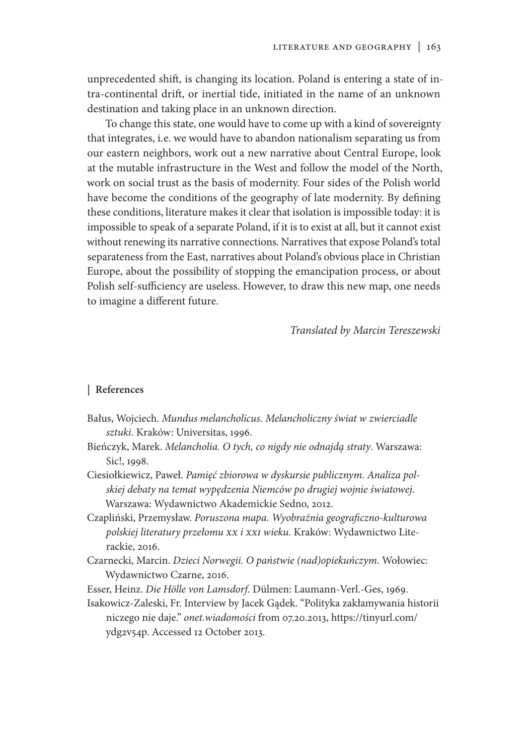unprecedented shift, is changing its location. Poland is entering a state of intra-continental drift, or inertial tide, initiated in the name of an unknown destination and taking place in an unknown direction.

To change this state, one would have to come up with a kind of sovereignty that integrates, i.e. we would have to abandon nationalism separating us from our eastern neighbors, work out a new narrative about Central Europe, look at the mutable infrastructure in the West and follow the model of the North, work on social trust as the basis of modernity. Four sides of the Polish world have become the conditions of the geography of late modernity. By defining these conditions, literature makes it clear that isolation is impossible today: it is impossible to speak of a separate Poland, if it is to exist at all, but it cannot exist without renewing its narrative connections. Narratives that expose Poland's total separateness from the East, narratives about Poland's obvious place in Christian Europe, about the possibility of stopping the emancipation process, or about Polish self-sufficiency are useless. However, to draw this new map, one needs to imagine a different future.

*Translated by Marcin Tereszewski*

## References

Bałus, Wojciech. *Mundus melancholicus. Melancholiczny świat w zwierciadle sztuki*. Kraków: Universitas, 1996.

Bieńczyk, Marek. *Melancholia. O tych, co nigdy nie odnajdą straty*. Warszawa: Sic!, 1998.

Ciesiołkiewicz, Paweł. *Pamięć zbiorowa w dyskursie publicznym. Analiza polskiej debaty na temat wypędzenia Niemców po drugiej wojnie światowej*. Warszawa: Wydawnictwo Akademickie Sedno, 2012.

Czapliński, Przemysław. *Poruszona mapa. Wyobraźnia geograficzno-kulturowa polskiej literatury przełomu XX i XXI wieku.* Kraków: Wydawnictwo Literackie, 2016.

Czarnecki, Marcin. *Dzieci Norwegii. O państwie (nad)opiekuńczym*. Wołowiec: Wydawnictwo Czarne, 2016.

Esser, Heinz. *Die Hölle von Lamsdorf*. Dülmen: Laumann-Verl.-Ges, 1969.

Isakowicz-Zaleski, Fr. Interview by Jacek Gądek. "Polityka zakłamywania historii niczego nie daje." *onet.wiadomości* from 07.20.2013, https://tinyurl.com/ydg2v54p. Accessed 12 October 2013.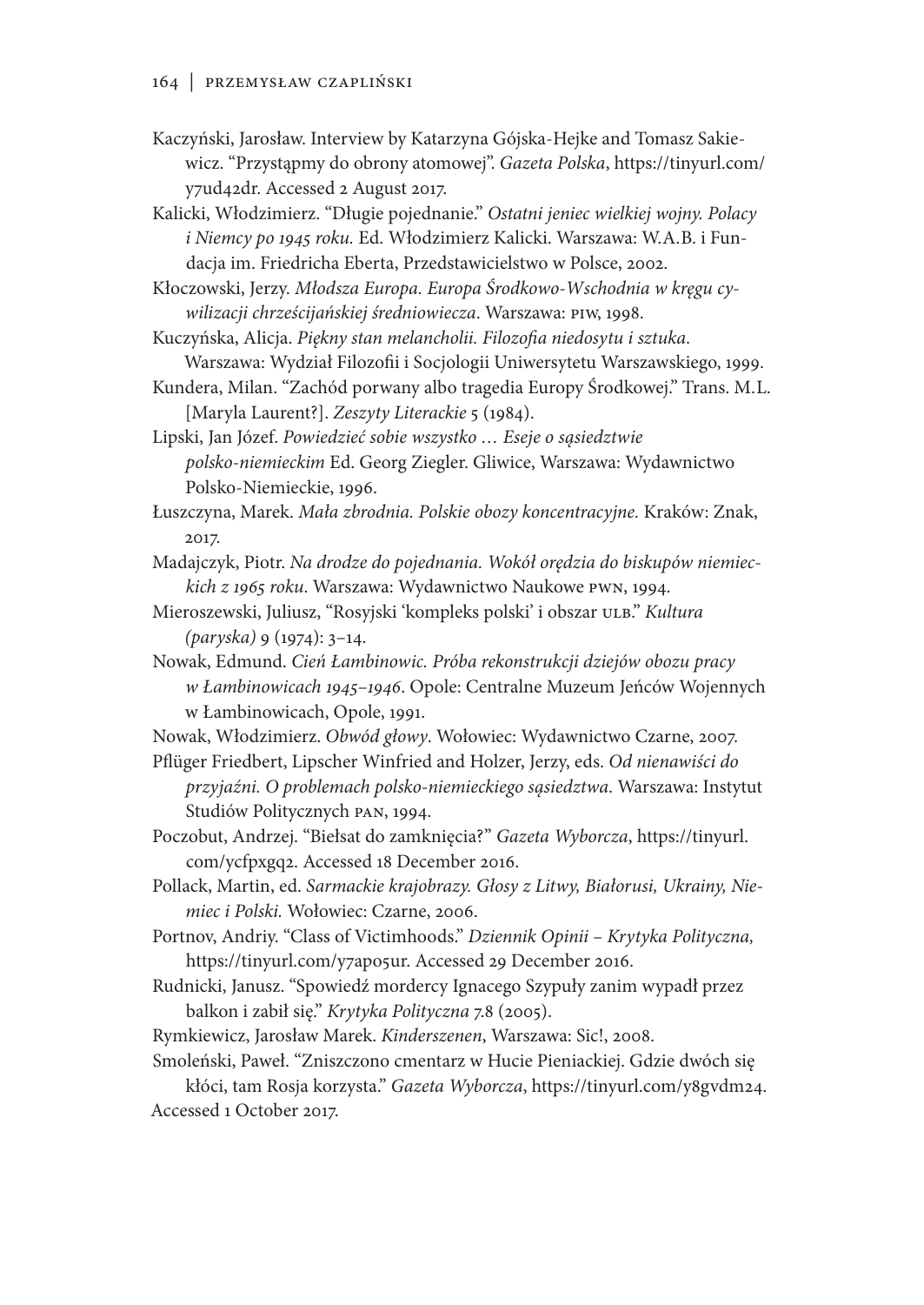Kaczyński, Jarosław. Interview by Katarzyna Gójska-Hejke and Tomasz Sakiewicz. "Przystąpmy do obrony atomowej". *Gazeta Polska*, https://tinyurl.com/y7ud42dr. Accessed 2 August 2017.

Kalicki, Włodzimierz. "Długie pojednanie." *Ostatni jeniec wielkiej wojny. Polacy i Niemcy po 1945 roku.* Ed. Włodzimierz Kalicki. Warszawa: W.A.B. i Fundacja im. Friedricha Eberta, Przedstawicielstwo w Polsce, 2002.

Kłoczowski, Jerzy. *Młodsza Europa. Europa Środkowo-Wschodnia w kręgu cywilizacji chrześcijańskiej średniowiecza*. Warszawa: PIW, 1998.

Kuczyńska, Alicja. *Piękny stan melancholii. Filozofia niedosytu i sztuka*. Warszawa: Wydział Filozofii i Socjologii Uniwersytetu Warszawskiego, 1999.

Kundera, Milan. "Zachód porwany albo tragedia Europy Środkowej." Trans. M.L. [Maryla Laurent?]. *Zeszyty Literackie* 5 (1984).

Lipski, Jan Józef. *Powiedzieć sobie wszystko … Eseje o sąsiedztwie polsko-niemieckim* Ed. Georg Ziegler. Gliwice, Warszawa: Wydawnictwo Polsko-Niemieckie, 1996.

Łuszczyna, Marek. *Mała zbrodnia. Polskie obozy koncentracyjne.* Kraków: Znak, 2017.

Madajczyk, Piotr. *Na drodze do pojednania. Wokół orędzia do biskupów niemieckich z 1965 roku*. Warszawa: Wydawnictwo Naukowe PWN, 1994.

Mieroszewski, Juliusz, "Rosyjski 'kompleks polski' i obszar ULB." *Kultura (paryska)* 9 (1974): 3–14.

Nowak, Edmund. *Cień Łambinowic. Próba rekonstrukcji dziejów obozu pracy w Łambinowicach 1945–1946*. Opole: Centralne Muzeum Jeńców Wojennych w Łambinowicach, Opole, 1991.

Nowak, Włodzimierz. *Obwód głowy*. Wołowiec: Wydawnictwo Czarne, 2007.

Pflüger Friedbert, Lipscher Winfried and Holzer, Jerzy, eds. *Od nienawiści do przyjaźni. O problemach polsko-niemieckiego sąsiedztwa*. Warszawa: Instytut Studiów Politycznych PAN, 1994.

Poczobut, Andrzej. "Biełsat do zamknięcia?" *Gazeta Wyborcza*, https://tinyurl.com/ycfpxgq2. Accessed 18 December 2016.

Pollack, Martin, ed. *Sarmackie krajobrazy. Głosy z Litwy, Białorusi, Ukrainy, Niemiec i Polski.* Wołowiec: Czarne, 2006.

Portnov, Andriy. "Class of Victimhoods." *Dziennik Opinii – Krytyka Polityczna,* https://tinyurl.com/y7apo5ur. Accessed 29 December 2016.

Rudnicki, Janusz. "Spowiedź mordercy Ignacego Szypuły zanim wypadł przez balkon i zabił się." *Krytyka Polityczna* 7.8 (2005).

Rymkiewicz, Jarosław Marek. *Kinderszenen*, Warszawa: Sic!, 2008.

Smoleński, Paweł. "Zniszczono cmentarz w Hucie Pieniackiej. Gdzie dwóch się kłóci, tam Rosja korzysta." *Gazeta Wyborcza*, https://tinyurl.com/y8gvdm24. Accessed 1 October 2017.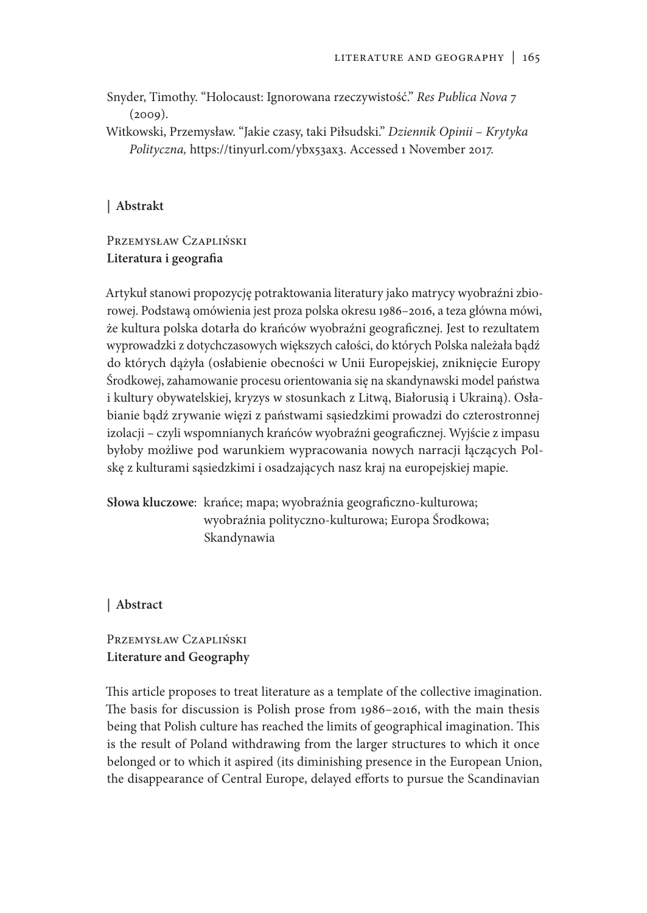Snyder, Timothy. "Holocaust: Ignorowana rzeczywistość." *Res Publica Nova* 7 (2009).

Witkowski, Przemysław. "Jakie czasy, taki Piłsudski." *Dziennik Opinii – Krytyka Polityczna,* https://tinyurl.com/ybx53ax3. Accessed 1 November 2017.

## | Abstrakt

Przemysław Czapliński
**Literatura i geografia**

Artykuł stanowi propozycję potraktowania literatury jako matrycy wyobraźni zbiorowej. Podstawą omówienia jest proza polska okresu 1986–2016, a teza główna mówi, że kultura polska dotarła do krańców wyobraźni geograficznej. Jest to rezultatem wyprowadzki z dotychczasowych większych całości, do których Polska należała bądź do których dążyła (osłabienie obecności w Unii Europejskiej, zniknięcie Europy Środkowej, zahamowanie procesu orientowania się na skandynawski model państwa i kultury obywatelskiej, kryzys w stosunkach z Litwą, Białorusią i Ukrainą). Osłabianie bądź zrywanie więzi z państwami sąsiedzkimi prowadzi do czterostronnej izolacji – czyli wspomnianych krańców wyobraźni geograficznej. Wyjście z impasu byłoby możliwe pod warunkiem wypracowania nowych narracji łączących Polskę z kulturami sąsiedzkimi i osadzających nasz kraj na europejskiej mapie.

**Słowa kluczowe**: krańce; mapa; wyobraźnia geograficzno-kulturowa; wyobraźnia polityczno-kulturowa; Europa Środkowa; Skandynawia

## | Abstract

Przemysław Czapliński
**Literature and Geography**

This article proposes to treat literature as a template of the collective imagination. The basis for discussion is Polish prose from 1986–2016, with the main thesis being that Polish culture has reached the limits of geographical imagination. This is the result of Poland withdrawing from the larger structures to which it once belonged or to which it aspired (its diminishing presence in the European Union, the disappearance of Central Europe, delayed efforts to pursue the Scandinavian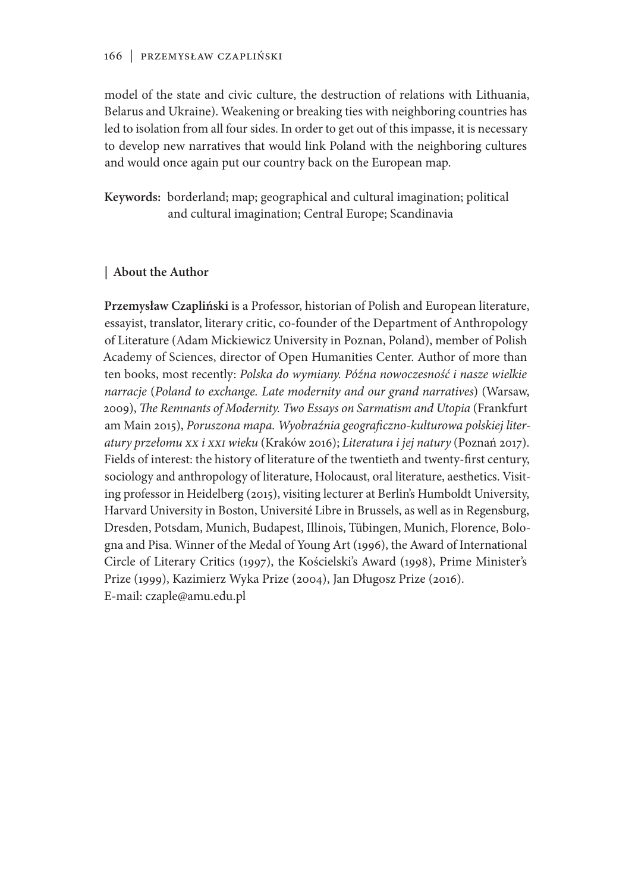model of the state and civic culture, the destruction of relations with Lithuania, Belarus and Ukraine). Weakening or breaking ties with neighboring countries has led to isolation from all four sides. In order to get out of this impasse, it is necessary to develop new narratives that would link Poland with the neighboring cultures and would once again put our country back on the European map.

**Keywords:** borderland; map; geographical and cultural imagination; political and cultural imagination; Central Europe; Scandinavia

## | About the Author

**Przemysław Czapliński** is a Professor, historian of Polish and European literature, essayist, translator, literary critic, co-founder of the Department of Anthropology of Literature (Adam Mickiewicz University in Poznan, Poland), member of Polish Academy of Sciences, director of Open Humanities Center. Author of more than ten books, most recently: *Polska do wymiany. Późna nowoczesność i nasze wielkie narracje* (*Poland to exchange. Late modernity and our grand narratives*) (Warsaw, 2009), *The Remnants of Modernity. Two Essays on Sarmatism and Utopia* (Frankfurt am Main 2015), *Poruszona mapa. Wyobraźnia geograficzno-kulturowa polskiej literatury przełomu XX i XXI wieku* (Kraków 2016); *Literatura i jej natury* (Poznań 2017). Fields of interest: the history of literature of the twentieth and twenty-first century, sociology and anthropology of literature, Holocaust, oral literature, aesthetics. Visiting professor in Heidelberg (2015), visiting lecturer at Berlin's Humboldt University, Harvard University in Boston, Université Libre in Brussels, as well as in Regensburg, Dresden, Potsdam, Munich, Budapest, Illinois, Tübingen, Munich, Florence, Bologna and Pisa. Winner of the Medal of Young Art (1996), the Award of International Circle of Literary Critics (1997), the Kościelski's Award (1998), Prime Minister's Prize (1999), Kazimierz Wyka Prize (2004), Jan Długosz Prize (2016).
E-mail: czaple@amu.edu.pl